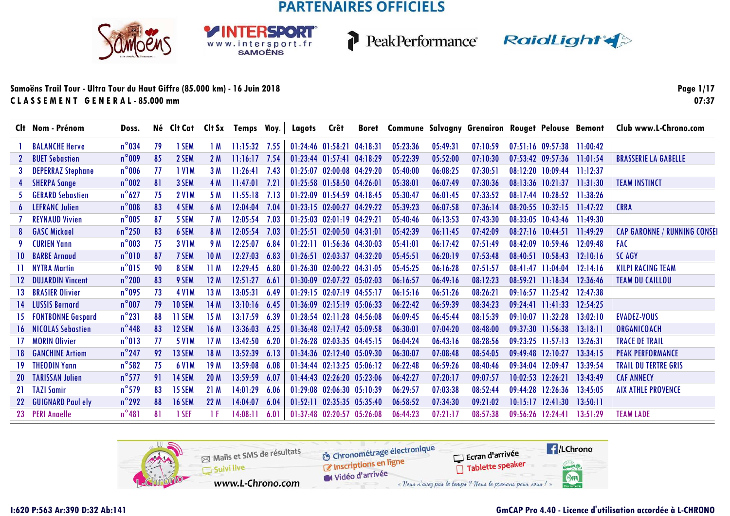PARTENAIRES OFFICIELS

Samoëns Trail Tour - Ultra Tour du Haut Giffre (85.000 km) - 16 Juin 2018

CLASSEMENT GENERAL - 85.000 mm

07:37

| Clt | Nom - Prénom | Doss. | Né | Clt Cat | Clt Sx | Temps | Moy. | Lagots | Crêt | Boret | Commune | Salvagny | Grenairon | Rouget | Pelouse | Bemont | Club www.L-Chrono.com |
|---|---|---|---|---|---|---|---|---|---|---|---|---|---|---|---|---|---|
| 1 | BALANCHE Herve | n°034 | 79 | 1 SEM | 1 M | 11:15:32 | 7.55 | 01:24:46 | 01:58:21 | 04:18:31 | 05:23:36 | 05:49:31 | 07:10:59 | 07:51:16 | 09:57:38 | 11:00:42 | |
| 2 | BUET Sebastien | n°009 | 85 | 2 SEM | 2 M | 11:16:17 | 7.54 | 01:23:44 | 01:57:41 | 04:18:29 | 05:22:39 | 05:52:00 | 07:10:30 | 07:53:42 | 09:57:36 | 11:01:54 | BRASSERIE LA GABELLE |
| 3 | DEPERRAZ Stephane | n°006 | 77 | 1 V1M | 3 M | 11:26:41 | 7.43 | 01:25:07 | 02:00:08 | 04:29:20 | 05:40:00 | 06:08:25 | 07:30:51 | 08:12:20 | 10:09:44 | 11:12:37 | |
| 4 | SHERPA Sange | n°002 | 81 | 3 SEM | 4 M | 11:47:01 | 7.21 | 01:25:58 | 01:58:50 | 04:26:01 | 05:38:01 | 06:07:49 | 07:30:36 | 08:13:36 | 10:21:37 | 11:31:30 | TEAM INSTINCT |
| 5 | GERARD Sebastien | n°627 | 75 | 2 V1M | 5 M | 11:55:18 | 7.13 | 01:22:09 | 01:54:59 | 04:18:45 | 05:30:47 | 06:01:45 | 07:33:52 | 08:17:44 | 10:28:52 | 11:38:26 | |
| 6 | LEFRANC Julien | n°008 | 83 | 4 SEM | 6 M | 12:04:04 | 7.04 | 01:23:15 | 02:00:27 | 04:29:22 | 05:39:23 | 06:07:58 | 07:36:14 | 08:20:55 | 10:32:15 | 11:47:22 | CRRA |
| 7 | REYNAUD Vivien | n°005 | 87 | 5 SEM | 7 M | 12:05:54 | 7.03 | 01:25:03 | 02:01:19 | 04:29:21 | 05:40:46 | 06:13:53 | 07:43:30 | 08:33:05 | 10:43:46 | 11:49:30 | |
| 8 | GASC Mickael | n°250 | 83 | 6 SEM | 8 M | 12:05:54 | 7.03 | 01:25:51 | 02:00:50 | 04:31:01 | 05:42:39 | 06:11:45 | 07:42:09 | 08:27:16 | 10:44:51 | 11:49:29 | CAP GARONNE / RUNNING CONSEI |
| 9 | CURIEN Yann | n°003 | 75 | 3 V1M | 9 M | 12:25:07 | 6.84 | 01:22:11 | 01:56:36 | 04:30:03 | 05:41:01 | 06:17:42 | 07:51:49 | 08:42:09 | 10:59:46 | 12:09:48 | FAC |
| 10 | BARBE Arnaud | n°010 | 87 | 7 SEM | 10 M | 12:27:03 | 6.83 | 01:26:51 | 02:03:37 | 04:32:20 | 05:45:51 | 06:20:19 | 07:53:48 | 08:40:51 | 10:58:43 | 12:10:16 | SC AGY |
| 11 | NYTRA Martin | n°015 | 90 | 8 SEM | 11 M | 12:29:45 | 6.80 | 01:26:30 | 02:00:22 | 04:31:05 | 05:45:25 | 06:16:28 | 07:51:57 | 08:41:47 | 11:04:04 | 12:14:16 | KILPI RACING TEAM |
| 12 | DUJARDIN Vincent | n°200 | 83 | 9 SEM | 12 M | 12:51:27 | 6.61 | 01:30:09 | 02:07:22 | 05:02:03 | 06:16:57 | 06:49:16 | 08:12:23 | 08:59:21 | 11:18:34 | 12:36:46 | TEAM DU CAILLOU |
| 13 | BRASIER Olivier | n°095 | 73 | 4 V1M | 13 M | 13:05:31 | 6.49 | 01:29:15 | 02:07:19 | 04:55:17 | 06:15:16 | 06:51:26 | 08:26:21 | 09:16:57 | 11:25:42 | 12:47:38 | |
| 14 | LUSSIS Bernard | n°007 | 79 | 10 SEM | 14 M | 13:10:16 | 6.45 | 01:36:09 | 02:15:19 | 05:06:33 | 06:22:42 | 06:59:39 | 08:34:23 | 09:24:41 | 11:41:33 | 12:54:25 | |
| 15 | FONTBONNE Gaspard | n°231 | 88 | 11 SEM | 15 M | 13:17:59 | 6.39 | 01:28:54 | 02:11:28 | 04:56:08 | 06:09:45 | 06:45:44 | 08:15:39 | 09:10:07 | 11:32:28 | 13:02:10 | EVADEZ-VOUS |
| 16 | NICOLAS Sebastien | n°448 | 83 | 12 SEM | 16 M | 13:36:03 | 6.25 | 01:36:48 | 02:17:42 | 05:09:58 | 06:30:01 | 07:04:20 | 08:48:00 | 09:37:30 | 11:56:38 | 13:18:11 | ORGANICOACH |
| 17 | MORIN Olivier | n°013 | 77 | 5 V1M | 17 M | 13:42:50 | 6.20 | 01:26:28 | 02:03:35 | 04:45:15 | 06:04:24 | 06:43:16 | 08:28:56 | 09:23:25 | 11:57:13 | 13:26:31 | TRACE DE TRAIL |
| 18 | GANCHINE Artiom | n°247 | 92 | 13 SEM | 18 M | 13:52:39 | 6.13 | 01:34:36 | 02:12:40 | 05:09:30 | 06:30:07 | 07:08:48 | 08:54:05 | 09:49:48 | 12:10:27 | 13:34:15 | PEAK PERFORMANCE |
| 19 | THEODIN Yann | n°582 | 75 | 6 V1M | 19 M | 13:59:08 | 6.08 | 01:34:44 | 02:13:25 | 05:06:12 | 06:22:48 | 06:59:26 | 08:40:46 | 09:34:04 | 12:09:47 | 13:39:54 | TRAIL DU TERTRE GRIS |
| 20 | TARISSAN Julien | n°577 | 91 | 14 SEM | 20 M | 13:59:59 | 6.07 | 01:44:43 | 02:26:20 | 05:23:06 | 06:42:27 | 07:20:17 | 09:07:57 | 10:02:53 | 12:26:21 | 13:43:49 | CAF ANNECY |
| 21 | TAZI Samir | n°579 | 83 | 15 SEM | 21 M | 14:01:29 | 6.06 | 01:29:08 | 02:06:30 | 05:10:39 | 06:29:57 | 07:03:38 | 08:52:44 | 09:44:28 | 12:26:36 | 13:45:05 | AIX ATHLE PROVENCE |
| 22 | GUIGNARD Paul ely | n°292 | 88 | 16 SEM | 22 M | 14:04:07 | 6.04 | 01:52:11 | 02:35:35 | 05:35:40 | 06:58:52 | 07:34:30 | 09:21:02 | 10:15:17 | 12:41:30 | 13:50:11 | |
| 23 | PERI Anaelle | n°481 | 81 | 1 SEF | 1 F | 14:08:11 | 6.01 | 01:37:48 | 02:20:57 | 05:26:08 | 06:44:23 | 07:21:17 | 08:57:38 | 09:56:26 | 12:24:41 | 13:51:29 | TEAM LADE |

Mails et SMS de résultats · Suivi live · www.L-Chrono.com · Chronométrage électronique · Inscriptions en ligne · Vidéo d'arrivée · Ecran d'arrivée · Tablette speaker · /LChrono · « Vous n'avez pas le temps ? Nous le prenons pour vous ! »

I:620 P:563 Ar:390 D:32 Ab:141

GmCAP Pro 4.40 - Licence d'utilisation accordée à L-CHRONO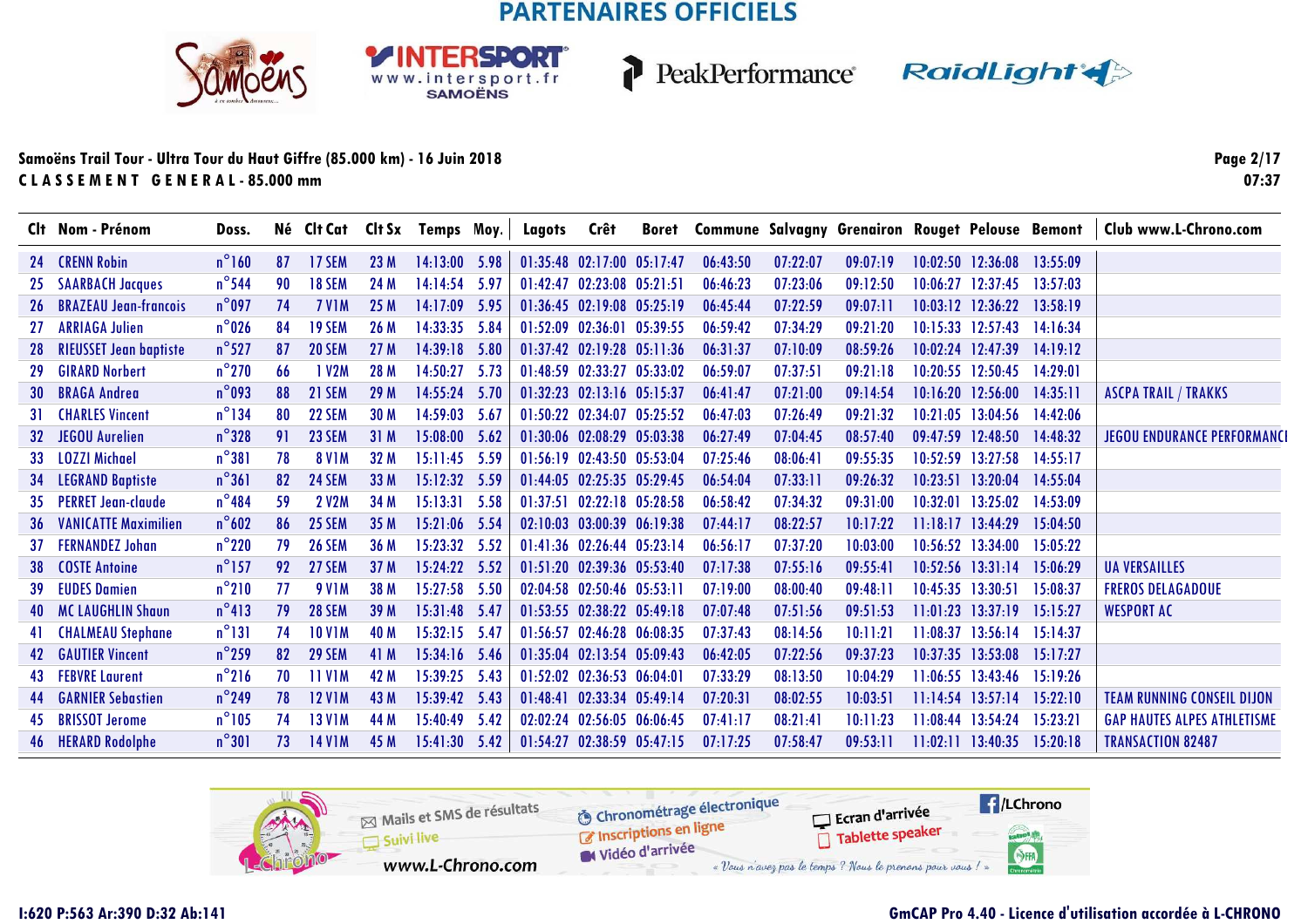PARTENAIRES OFFICIELS

Samoëns Trail Tour - Ultra Tour du Haut Giffre (85.000 km) - 16 Juin 2018

CLASSEMENT GENERAL - 85.000 mm

07:37

| Clt | Nom - Prénom | Doss. | Né | Clt Cat | Clt Sx | Temps | Moy. | Lagots | Crêt | Boret | Commune | Salvagny | Grenairon | Rouget | Pelouse | Bemont | Club www.L-Chrono.com |
|---|---|---|---|---|---|---|---|---|---|---|---|---|---|---|---|---|---|
| 24 | CRENN Robin | n°160 | 87 | 17 SEM | 23 M | 14:13:00 | 5.98 | 01:35:48 | 02:17:00 | 05:17:47 | 06:43:50 | 07:22:07 | 09:07:19 | 10:02:50 | 12:36:08 | 13:55:09 | |
| 25 | SAARBACH Jacques | n°544 | 90 | 18 SEM | 24 M | 14:14:54 | 5.97 | 01:42:47 | 02:23:08 | 05:21:51 | 06:46:23 | 07:23:06 | 09:12:50 | 10:06:27 | 12:37:45 | 13:57:03 | |
| 26 | BRAZEAU Jean-francois | n°097 | 74 | 7 V1M | 25 M | 14:17:09 | 5.95 | 01:36:45 | 02:19:08 | 05:25:19 | 06:45:44 | 07:22:59 | 09:07:11 | 10:03:12 | 12:36:22 | 13:58:19 | |
| 27 | ARRIAGA Julien | n°026 | 84 | 19 SEM | 26 M | 14:33:35 | 5.84 | 01:52:09 | 02:36:01 | 05:39:55 | 06:59:42 | 07:34:29 | 09:21:20 | 10:15:33 | 12:57:43 | 14:16:34 | |
| 28 | RIEUSSET Jean baptiste | n°527 | 87 | 20 SEM | 27 M | 14:39:18 | 5.80 | 01:37:42 | 02:19:28 | 05:11:36 | 06:31:37 | 07:10:09 | 08:59:26 | 10:02:24 | 12:47:39 | 14:19:12 | |
| 29 | GIRARD Norbert | n°270 | 66 | 1 V2M | 28 M | 14:50:27 | 5.73 | 01:48:59 | 02:33:27 | 05:33:02 | 06:59:07 | 07:37:51 | 09:21:18 | 10:20:55 | 12:50:45 | 14:29:01 | |
| 30 | BRAGA Andrea | n°093 | 88 | 21 SEM | 29 M | 14:55:24 | 5.70 | 01:32:23 | 02:13:16 | 05:15:37 | 06:41:47 | 07:21:00 | 09:14:54 | 10:16:20 | 12:56:00 | 14:35:11 | ASCPA TRAIL / TRAKKS |
| 31 | CHARLES Vincent | n°134 | 80 | 22 SEM | 30 M | 14:59:03 | 5.67 | 01:50:22 | 02:34:07 | 05:25:52 | 06:47:03 | 07:26:49 | 09:21:32 | 10:21:05 | 13:04:56 | 14:42:06 | |
| 32 | JEGOU Aurelien | n°328 | 91 | 23 SEM | 31 M | 15:08:00 | 5.62 | 01:30:06 | 02:08:29 | 05:03:38 | 06:27:49 | 07:04:45 | 08:57:40 | 09:47:59 | 12:48:50 | 14:48:32 | JEGOU ENDURANCE PERFORMANCI |
| 33 | LOZZI Michael | n°381 | 78 | 8 V1M | 32 M | 15:11:45 | 5.59 | 01:56:19 | 02:43:50 | 05:53:04 | 07:25:46 | 08:06:41 | 09:55:35 | 10:52:59 | 13:27:58 | 14:55:17 | |
| 34 | LEGRAND Baptiste | n°361 | 82 | 24 SEM | 33 M | 15:12:32 | 5.59 | 01:44:05 | 02:25:35 | 05:29:45 | 06:54:04 | 07:33:11 | 09:26:32 | 10:23:51 | 13:20:04 | 14:55:04 | |
| 35 | PERRET Jean-claude | n°484 | 59 | 2 V2M | 34 M | 15:13:31 | 5.58 | 01:37:51 | 02:22:18 | 05:28:58 | 06:58:42 | 07:34:32 | 09:31:00 | 10:32:01 | 13:25:02 | 14:53:09 | |
| 36 | VANICATTE Maximilien | n°602 | 86 | 25 SEM | 35 M | 15:21:06 | 5.54 | 02:10:03 | 03:00:39 | 06:19:38 | 07:44:17 | 08:22:57 | 10:17:22 | 11:18:17 | 13:44:29 | 15:04:50 | |
| 37 | FERNANDEZ Johan | n°220 | 79 | 26 SEM | 36 M | 15:23:32 | 5.52 | 01:41:36 | 02:26:44 | 05:23:14 | 06:56:17 | 07:37:20 | 10:03:00 | 10:56:52 | 13:34:00 | 15:05:22 | |
| 38 | COSTE Antoine | n°157 | 92 | 27 SEM | 37 M | 15:24:22 | 5.52 | 01:51:20 | 02:39:36 | 05:53:40 | 07:17:38 | 07:55:16 | 09:55:41 | 10:52:56 | 13:31:14 | 15:06:29 | UA VERSAILLES |
| 39 | EUDES Damien | n°210 | 77 | 9 V1M | 38 M | 15:27:58 | 5.50 | 02:04:58 | 02:50:46 | 05:53:11 | 07:19:00 | 08:00:40 | 09:48:11 | 10:45:35 | 13:30:51 | 15:08:37 | FREROS DELAGADOUE |
| 40 | MC LAUGHLIN Shaun | n°413 | 79 | 28 SEM | 39 M | 15:31:48 | 5.47 | 01:53:55 | 02:38:22 | 05:49:18 | 07:07:48 | 07:51:56 | 09:51:53 | 11:01:23 | 13:37:19 | 15:15:27 | WESPORT AC |
| 41 | CHALMEAU Stephane | n°131 | 74 | 10 V1M | 40 M | 15:32:15 | 5.47 | 01:56:57 | 02:46:28 | 06:08:35 | 07:37:43 | 08:14:56 | 10:11:21 | 11:08:37 | 13:56:14 | 15:14:37 | |
| 42 | GAUTIER Vincent | n°259 | 82 | 29 SEM | 41 M | 15:34:16 | 5.46 | 01:35:04 | 02:13:54 | 05:09:43 | 06:42:05 | 07:22:56 | 09:37:23 | 10:37:35 | 13:53:08 | 15:17:27 | |
| 43 | FEBVRE Laurent | n°216 | 70 | 11 V1M | 42 M | 15:39:25 | 5.43 | 01:52:02 | 02:36:53 | 06:04:01 | 07:33:29 | 08:13:50 | 10:04:29 | 11:06:55 | 13:43:46 | 15:19:26 | |
| 44 | GARNIER Sebastien | n°249 | 78 | 12 V1M | 43 M | 15:39:42 | 5.43 | 01:48:41 | 02:33:34 | 05:49:14 | 07:20:31 | 08:02:55 | 10:03:51 | 11:14:54 | 13:57:14 | 15:22:10 | TEAM RUNNING CONSEIL DIJON |
| 45 | BRISSOT Jerome | n°105 | 74 | 13 V1M | 44 M | 15:40:49 | 5.42 | 02:02:24 | 02:56:05 | 06:06:45 | 07:41:17 | 08:21:41 | 10:11:23 | 11:08:44 | 13:54:24 | 15:23:21 | GAP HAUTES ALPES ATHLETISME |
| 46 | HERARD Rodolphe | n°301 | 73 | 14 V1M | 45 M | 15:41:30 | 5.42 | 01:54:27 | 02:38:59 | 05:47:15 | 07:17:25 | 07:58:47 | 09:53:11 | 11:02:11 | 13:40:35 | 15:20:18 | TRANSACTION 82487 |

Mails et SMS de résultats — Suivi live — www.L-Chrono.com — Chronométrage électronique — Inscriptions en ligne — Vidéo d'arrivée — Ecran d'arrivée — Tablette speaker — /LChrono

« Vous n'avez pas le temps ? Nous le prenons pour vous ! »

I:620 P:563 Ar:390 D:32 Ab:141

GmCAP Pro 4.40 - Licence d'utilisation accordée à L-CHRONO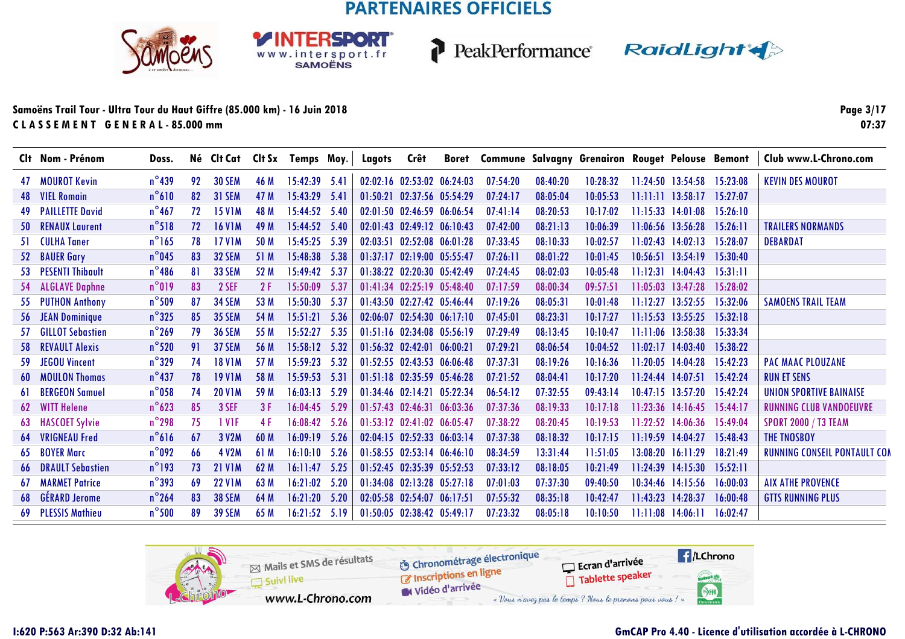PARTENAIRES OFFICIELS

**Samoëns Trail Tour - Ultra Tour du Haut Giffre (85.000 km) - 16 Juin 2018**

**CLASSEMENT GENERAL - 85.000 mm**

07:37

| Clt | Nom - Prénom | Doss. | Né | Clt Cat | Clt Sx | Temps | Moy. | Lagots | Crêt | Boret | Commune | Salvagny | Grenairon | Rouget | Pelouse | Bemont | Club www.L-Chrono.com |
|---|---|---|---|---|---|---|---|---|---|---|---|---|---|---|---|---|---|
| 47 | MOUROT Kevin | n°439 | 92 | 30 SEM | 46 M | 15:42:39 | 5.41 | 02:02:16 | 02:53:02 | 06:24:03 | 07:54:20 | 08:40:20 | 10:28:32 | 11:24:50 | 13:54:58 | 15:23:08 | KEVIN DES MOUROT |
| 48 | VIEL Romain | n°610 | 82 | 31 SEM | 47 M | 15:43:29 | 5.41 | 01:50:21 | 02:37:56 | 05:54:29 | 07:24:17 | 08:05:04 | 10:05:53 | 11:11:11 | 13:58:17 | 15:27:07 | |
| 49 | PAILLETTE David | n°467 | 72 | 15 V1M | 48 M | 15:44:52 | 5.40 | 02:01:50 | 02:46:59 | 06:06:54 | 07:41:14 | 08:20:53 | 10:17:02 | 11:15:33 | 14:01:08 | 15:26:10 | |
| 50 | RENAUX Laurent | n°518 | 72 | 16 V1M | 49 M | 15:44:52 | 5.40 | 02:01:43 | 02:49:12 | 06:10:43 | 07:42:00 | 08:21:13 | 10:06:39 | 11:06:56 | 13:56:28 | 15:26:11 | TRAILERS NORMANDS |
| 51 | CULHA Taner | n°165 | 78 | 17 V1M | 50 M | 15:45:25 | 5.39 | 02:03:51 | 02:52:08 | 06:01:28 | 07:33:45 | 08:10:33 | 10:02:57 | 11:02:43 | 14:02:13 | 15:28:07 | DEBARDAT |
| 52 | BAUER Gary | n°045 | 83 | 32 SEM | 51 M | 15:48:38 | 5.38 | 01:37:17 | 02:19:00 | 05:55:47 | 07:26:11 | 08:01:22 | 10:01:45 | 10:56:51 | 13:54:19 | 15:30:40 | |
| 53 | PESENTI Thibault | n°486 | 81 | 33 SEM | 52 M | 15:49:42 | 5.37 | 01:38:22 | 02:20:30 | 05:42:49 | 07:24:45 | 08:02:03 | 10:05:48 | 11:12:31 | 14:04:43 | 15:31:11 | |
| 54 | ALGLAVE Daphne | n°019 | 83 | 2 SEF | 2 F | 15:50:09 | 5.37 | 01:41:34 | 02:25:19 | 05:48:40 | 07:17:59 | 08:00:34 | 09:57:51 | 11:05:03 | 13:47:28 | 15:28:02 | |
| 55 | PUTHON Anthony | n°509 | 87 | 34 SEM | 53 M | 15:50:30 | 5.37 | 01:43:50 | 02:27:42 | 05:46:44 | 07:19:26 | 08:05:31 | 10:01:48 | 11:12:27 | 13:52:55 | 15:32:06 | SAMOENS TRAIL TEAM |
| 56 | JEAN Dominique | n°325 | 85 | 35 SEM | 54 M | 15:51:21 | 5.36 | 02:06:07 | 02:54:30 | 06:17:10 | 07:45:01 | 08:23:31 | 10:17:27 | 11:15:53 | 13:55:25 | 15:32:18 | |
| 57 | GILLOT Sebastien | n°269 | 79 | 36 SEM | 55 M | 15:52:27 | 5.35 | 01:51:16 | 02:34:08 | 05:56:19 | 07:29:49 | 08:13:45 | 10:10:47 | 11:11:06 | 13:58:38 | 15:33:34 | |
| 58 | REVAULT Alexis | n°520 | 91 | 37 SEM | 56 M | 15:58:12 | 5.32 | 01:56:32 | 02:42:01 | 06:00:21 | 07:29:21 | 08:06:54 | 10:04:52 | 11:02:17 | 14:03:40 | 15:38:22 | |
| 59 | JEGOU Vincent | n°329 | 74 | 18 V1M | 57 M | 15:59:23 | 5.32 | 01:52:55 | 02:43:53 | 06:06:48 | 07:37:31 | 08:19:26 | 10:16:36 | 11:20:05 | 14:04:28 | 15:42:23 | PAC MAAC PLOUZANE |
| 60 | MOULON Thomas | n°437 | 78 | 19 V1M | 58 M | 15:59:53 | 5.31 | 01:51:18 | 02:35:59 | 05:46:28 | 07:21:52 | 08:04:41 | 10:17:20 | 11:24:44 | 14:07:51 | 15:42:24 | RUN ET SENS |
| 61 | BERGEON Samuel | n°058 | 74 | 20 V1M | 59 M | 16:03:13 | 5.29 | 01:34:46 | 02:14:21 | 05:22:34 | 06:54:12 | 07:32:55 | 09:43:14 | 10:47:15 | 13:57:20 | 15:42:24 | UNION SPORTIVE BAINAISE |
| 62 | WITT Helene | n°623 | 85 | 3 SEF | 3 F | 16:04:45 | 5.29 | 01:57:43 | 02:46:31 | 06:03:36 | 07:37:36 | 08:19:33 | 10:17:18 | 11:23:36 | 14:16:45 | 15:44:17 | RUNNING CLUB VANDOEUVRE |
| 63 | HASCOET Sylvie | n°298 | 75 | 1 V1F | 4 F | 16:08:42 | 5.26 | 01:53:12 | 02:41:02 | 06:05:47 | 07:38:22 | 08:20:45 | 10:19:53 | 11:22:52 | 14:06:36 | 15:49:04 | SPORT 2000 / T3 TEAM |
| 64 | VRIGNEAU Fred | n°616 | 67 | 3 V2M | 60 M | 16:09:19 | 5.26 | 02:04:15 | 02:52:33 | 06:03:14 | 07:37:38 | 08:18:32 | 10:17:15 | 11:19:59 | 14:04:27 | 15:48:43 | THE TNOSBOY |
| 65 | BOYER Marc | n°092 | 66 | 4 V2M | 61 M | 16:10:10 | 5.26 | 01:58:55 | 02:53:14 | 06:46:10 | 08:34:59 | 13:31:44 | 11:51:05 | 13:08:20 | 16:11:29 | 18:21:49 | RUNNING CONSEIL PONTAULT COM |
| 66 | DRAULT Sebastien | n°193 | 73 | 21 V1M | 62 M | 16:11:47 | 5.25 | 01:52:45 | 02:35:39 | 05:52:53 | 07:33:12 | 08:18:05 | 10:21:49 | 11:24:39 | 14:15:30 | 15:52:11 | |
| 67 | MARMET Patrice | n°393 | 69 | 22 V1M | 63 M | 16:21:02 | 5.20 | 01:34:08 | 02:13:28 | 05:27:18 | 07:01:03 | 07:37:30 | 09:40:50 | 10:34:46 | 14:15:56 | 16:00:03 | AIX ATHE PROVENCE |
| 68 | GÉRARD Jerome | n°264 | 83 | 38 SEM | 64 M | 16:21:20 | 5.20 | 02:05:58 | 02:54:07 | 06:17:51 | 07:55:32 | 08:35:18 | 10:42:47 | 11:43:23 | 14:28:37 | 16:00:48 | GTTS RUNNING PLUS |
| 69 | PLESSIS Mathieu | n°500 | 89 | 39 SEM | 65 M | 16:21:52 | 5.19 | 01:50:05 | 02:38:42 | 05:49:17 | 07:23:32 | 08:05:18 | 10:10:50 | 11:11:08 | 14:06:11 | 16:02:47 | |

Mails et SMS de résultats · Suivi live · www.L-Chrono.com · Chronométrage électronique · Inscriptions en ligne · Vidéo d'arrivée · Ecran d'arrivée · Tablette speaker · /LChrono

« Vous n'avez pas le temps ? Nous le prenons pour vous ! »

I:620 P:563 Ar:390 D:32 Ab:141

GmCAP Pro 4.40 - Licence d'utilisation accordée à L-CHRONO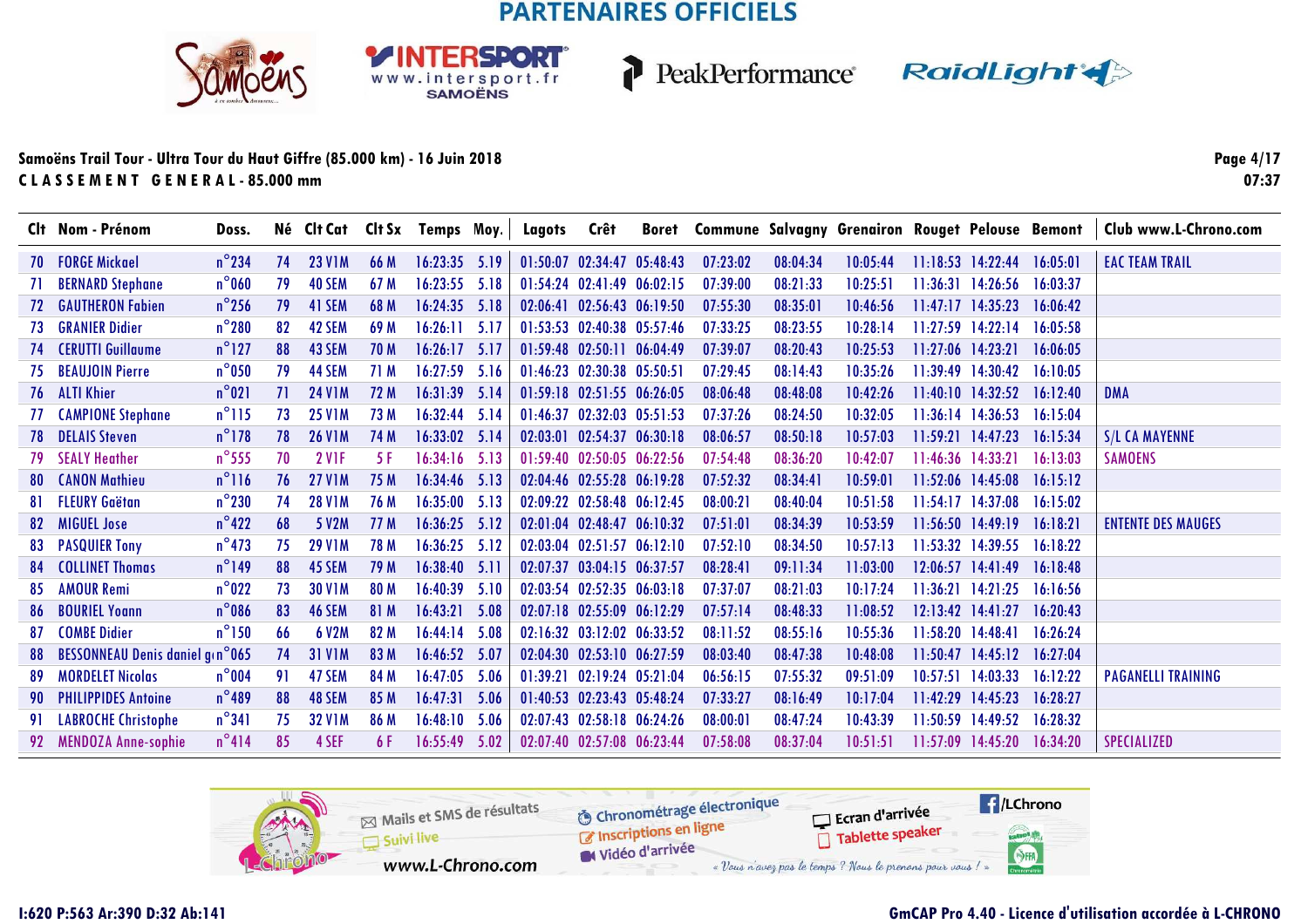PARTENAIRES OFFICIELS

**Samoëns Trail Tour - Ultra Tour du Haut Giffre (85.000 km) - 16 Juin 2018**

**C L A S S E M E N T   G E N E R A L - 85.000 mm**

07:37

| Clt | Nom - Prénom | Doss. | Né | Clt Cat | Clt Sx | Temps | Moy. | Lagots | Crêt | Boret | Commune | Salvagny | Grenairon | Rouget | Pelouse | Bemont | Club www.L-Chrono.com |
|---|---|---|---|---|---|---|---|---|---|---|---|---|---|---|---|---|---|
| 70 | FORGE Mickael | n°234 | 74 | 23 V1M | 66 M | 16:23:35 | 5.19 | 01:50:07 | 02:34:47 | 05:48:43 | 07:23:02 | 08:04:34 | 10:05:44 | 11:18:53 | 14:22:44 | 16:05:01 | EAC TEAM TRAIL |
| 71 | BERNARD Stephane | n°060 | 79 | 40 SEM | 67 M | 16:23:55 | 5.18 | 01:54:24 | 02:41:49 | 06:02:15 | 07:39:00 | 08:21:33 | 10:25:51 | 11:36:31 | 14:26:56 | 16:03:37 | |
| 72 | GAUTHERON Fabien | n°256 | 79 | 41 SEM | 68 M | 16:24:35 | 5.18 | 02:06:41 | 02:56:43 | 06:19:50 | 07:55:30 | 08:35:01 | 10:46:56 | 11:47:17 | 14:35:23 | 16:06:42 | |
| 73 | GRANIER Didier | n°280 | 82 | 42 SEM | 69 M | 16:26:11 | 5.17 | 01:53:53 | 02:40:38 | 05:57:46 | 07:33:25 | 08:23:55 | 10:28:14 | 11:27:59 | 14:22:14 | 16:05:58 | |
| 74 | CERUTTI Guillaume | n°127 | 88 | 43 SEM | 70 M | 16:26:17 | 5.17 | 01:59:48 | 02:50:11 | 06:04:49 | 07:39:07 | 08:20:43 | 10:25:53 | 11:27:06 | 14:23:21 | 16:06:05 | |
| 75 | BEAUJOIN Pierre | n°050 | 79 | 44 SEM | 71 M | 16:27:59 | 5.16 | 01:46:23 | 02:30:38 | 05:50:51 | 07:29:45 | 08:14:43 | 10:35:26 | 11:39:49 | 14:30:42 | 16:10:05 | |
| 76 | ALTI Khier | n°021 | 71 | 24 V1M | 72 M | 16:31:39 | 5.14 | 01:59:18 | 02:51:55 | 06:26:05 | 08:06:48 | 08:48:08 | 10:42:26 | 11:40:10 | 14:32:52 | 16:12:40 | DMA |
| 77 | CAMPIONE Stephane | n°115 | 73 | 25 V1M | 73 M | 16:32:44 | 5.14 | 01:46:37 | 02:32:03 | 05:51:53 | 07:37:26 | 08:24:50 | 10:32:05 | 11:36:14 | 14:36:53 | 16:15:04 | |
| 78 | DELAIS Steven | n°178 | 78 | 26 V1M | 74 M | 16:33:02 | 5.14 | 02:03:01 | 02:54:37 | 06:30:18 | 08:06:57 | 08:50:18 | 10:57:03 | 11:59:21 | 14:47:23 | 16:15:34 | S/L CA MAYENNE |
| 79 | SEALY Heather | n°555 | 70 | 2 V1F | 5 F | 16:34:16 | 5.13 | 01:59:40 | 02:50:05 | 06:22:56 | 07:54:48 | 08:36:20 | 10:42:07 | 11:46:36 | 14:33:21 | 16:13:03 | SAMOENS |
| 80 | CANON Mathieu | n°116 | 76 | 27 V1M | 75 M | 16:34:46 | 5.13 | 02:04:46 | 02:55:28 | 06:19:28 | 07:52:32 | 08:34:41 | 10:59:01 | 11:52:06 | 14:45:08 | 16:15:12 | |
| 81 | FLEURY Gaëtan | n°230 | 74 | 28 V1M | 76 M | 16:35:00 | 5.13 | 02:09:22 | 02:58:48 | 06:12:45 | 08:00:21 | 08:40:04 | 10:51:58 | 11:54:17 | 14:37:08 | 16:15:02 | |
| 82 | MIGUEL Jose | n°422 | 68 | 5 V2M | 77 M | 16:36:25 | 5.12 | 02:01:04 | 02:48:47 | 06:10:32 | 07:51:01 | 08:34:39 | 10:53:59 | 11:56:50 | 14:49:19 | 16:18:21 | ENTENTE DES MAUGES |
| 83 | PASQUIER Tony | n°473 | 75 | 29 V1M | 78 M | 16:36:25 | 5.12 | 02:03:04 | 02:51:57 | 06:12:10 | 07:52:10 | 08:34:50 | 10:57:13 | 11:53:32 | 14:39:55 | 16:18:22 | |
| 84 | COLLINET Thomas | n°149 | 88 | 45 SEM | 79 M | 16:38:40 | 5.11 | 02:07:37 | 03:04:15 | 06:37:57 | 08:28:41 | 09:11:34 | 11:03:00 | 12:06:57 | 14:41:49 | 16:18:48 | |
| 85 | AMOUR Remi | n°022 | 73 | 30 V1M | 80 M | 16:40:39 | 5.10 | 02:03:54 | 02:52:35 | 06:03:18 | 07:37:07 | 08:21:03 | 10:17:24 | 11:36:21 | 14:21:25 | 16:16:56 | |
| 86 | BOURIEL Yoann | n°086 | 83 | 46 SEM | 81 M | 16:43:21 | 5.08 | 02:07:18 | 02:55:09 | 06:12:29 | 07:57:14 | 08:48:33 | 11:08:52 | 12:13:42 | 14:41:27 | 16:20:43 | |
| 87 | COMBE Didier | n°150 | 66 | 6 V2M | 82 M | 16:44:14 | 5.08 | 02:16:32 | 03:12:02 | 06:33:52 | 08:11:52 | 08:55:16 | 10:55:36 | 11:58:20 | 14:48:41 | 16:26:24 | |
| 88 | BESSONNEAU Denis daniel g | n°065 | 74 | 31 V1M | 83 M | 16:46:52 | 5.07 | 02:04:30 | 02:53:10 | 06:27:59 | 08:03:40 | 08:47:38 | 10:48:08 | 11:50:47 | 14:45:12 | 16:27:04 | |
| 89 | MORDELET Nicolas | n°004 | 91 | 47 SEM | 84 M | 16:47:05 | 5.06 | 01:39:21 | 02:19:24 | 05:21:04 | 06:56:15 | 07:55:32 | 09:51:09 | 10:57:51 | 14:03:33 | 16:12:22 | PAGANELLI TRAINING |
| 90 | PHILIPPIDES Antoine | n°489 | 88 | 48 SEM | 85 M | 16:47:31 | 5.06 | 01:40:53 | 02:23:43 | 05:48:24 | 07:33:27 | 08:16:49 | 10:17:04 | 11:42:29 | 14:45:23 | 16:28:27 | |
| 91 | LABROCHE Christophe | n°341 | 75 | 32 V1M | 86 M | 16:48:10 | 5.06 | 02:07:43 | 02:58:18 | 06:24:26 | 08:00:01 | 08:47:24 | 10:43:39 | 11:50:59 | 14:49:52 | 16:28:32 | |
| 92 | MENDOZA Anne-sophie | n°414 | 85 | 4 SEF | 6 F | 16:55:49 | 5.02 | 02:07:40 | 02:57:08 | 06:23:44 | 07:58:08 | 08:37:04 | 10:51:51 | 11:57:09 | 14:45:20 | 16:34:20 | SPECIALIZED |

I:620 P:563 Ar:390 D:32 Ab:141

GmCAP Pro 4.40 - Licence d'utilisation accordée à L-CHRONO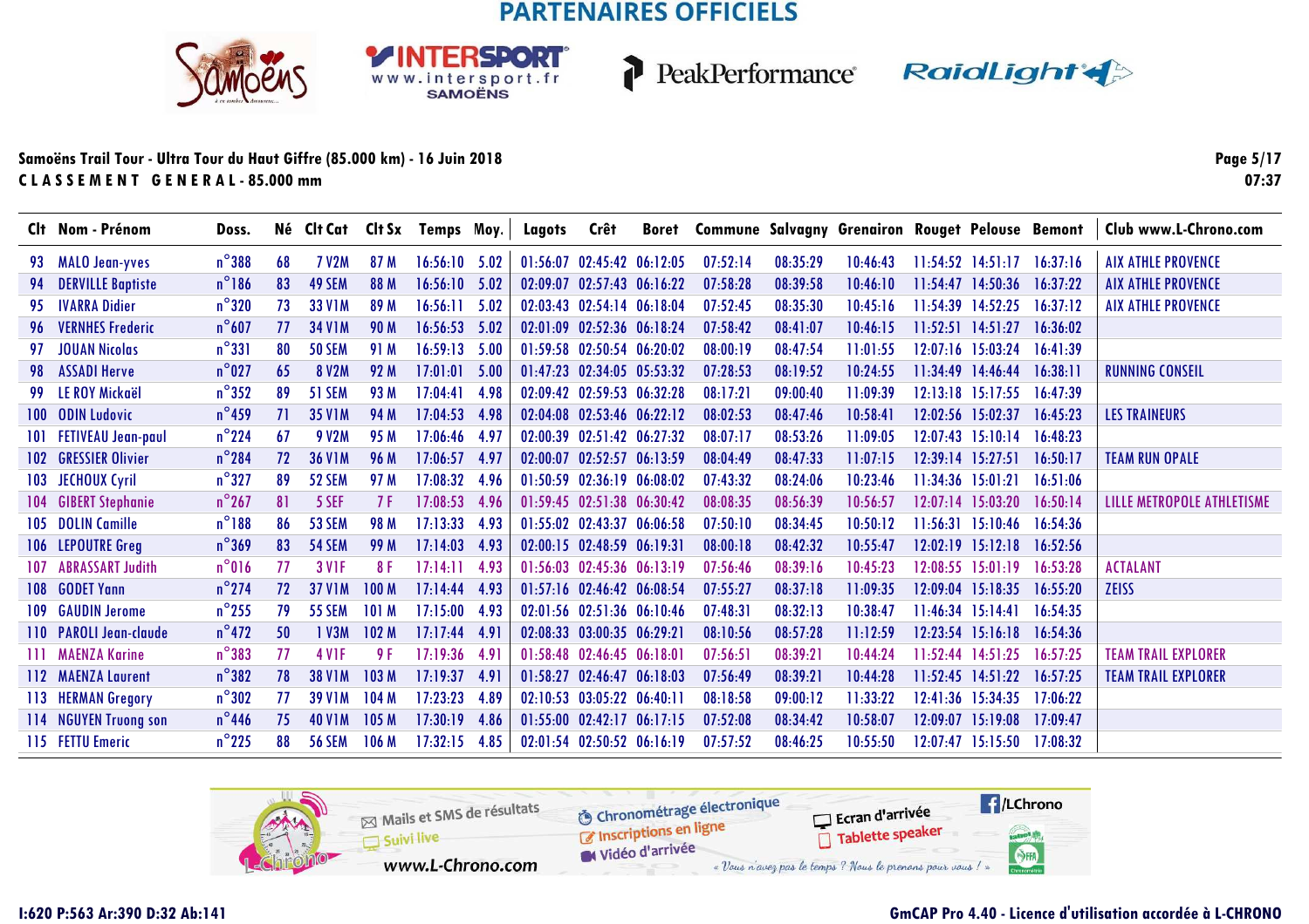PARTENAIRES OFFICIELS

Samoëns Trail Tour - Ultra Tour du Haut Giffre (85.000 km) - 16 Juin 2018
CLASSEMENT GENERAL - 85.000 mm

07:37

| Clt | Nom - Prénom | Doss. | Né | Clt Cat | Clt Sx | Temps | Moy. | Lagots | Crêt | Boret | Commune | Salvagny | Grenairon | Rouget | Pelouse | Bemont | Club www.L-Chrono.com |
|---|---|---|---|---|---|---|---|---|---|---|---|---|---|---|---|---|---|
| 93 | MALO Jean-yves | n°388 | 68 | 7 V2M | 87 M | 16:56:10 | 5.02 | 01:56:07 | 02:45:42 | 06:12:05 | 07:52:14 | 08:35:29 | 10:46:43 | 11:54:52 | 14:51:17 | 16:37:16 | AIX ATHLE PROVENCE |
| 94 | DERVILLE Baptiste | n°186 | 83 | 49 SEM | 88 M | 16:56:10 | 5.02 | 02:09:07 | 02:57:43 | 06:16:22 | 07:58:28 | 08:39:58 | 10:46:10 | 11:54:47 | 14:50:36 | 16:37:22 | AIX ATHLE PROVENCE |
| 95 | IVARRA Didier | n°320 | 73 | 33 V1M | 89 M | 16:56:11 | 5.02 | 02:03:43 | 02:54:14 | 06:18:04 | 07:52:45 | 08:35:30 | 10:45:16 | 11:54:39 | 14:52:25 | 16:37:12 | AIX ATHLE PROVENCE |
| 96 | VERNHES Frederic | n°607 | 77 | 34 V1M | 90 M | 16:56:53 | 5.02 | 02:01:09 | 02:52:36 | 06:18:24 | 07:58:42 | 08:41:07 | 10:46:15 | 11:52:51 | 14:51:27 | 16:36:02 | |
| 97 | JOUAN Nicolas | n°331 | 80 | 50 SEM | 91 M | 16:59:13 | 5.00 | 01:59:58 | 02:50:54 | 06:20:02 | 08:00:19 | 08:47:54 | 11:01:55 | 12:07:16 | 15:03:24 | 16:41:39 | |
| 98 | ASSADI Herve | n°027 | 65 | 8 V2M | 92 M | 17:01:01 | 5.00 | 01:47:23 | 02:34:05 | 05:53:32 | 07:28:53 | 08:19:52 | 10:24:55 | 11:34:49 | 14:46:44 | 16:38:11 | RUNNING CONSEIL |
| 99 | LE ROY Mickaël | n°352 | 89 | 51 SEM | 93 M | 17:04:41 | 4.98 | 02:09:42 | 02:59:53 | 06:32:28 | 08:17:21 | 09:00:40 | 11:09:39 | 12:13:18 | 15:17:55 | 16:47:39 | |
| 100 | ODIN Ludovic | n°459 | 71 | 35 V1M | 94 M | 17:04:53 | 4.98 | 02:04:08 | 02:53:46 | 06:22:12 | 08:02:53 | 08:47:46 | 10:58:41 | 12:02:56 | 15:02:37 | 16:45:23 | LES TRAINEURS |
| 101 | FETIVEAU Jean-paul | n°224 | 67 | 9 V2M | 95 M | 17:06:46 | 4.97 | 02:00:39 | 02:51:42 | 06:27:32 | 08:07:17 | 08:53:26 | 11:09:05 | 12:07:43 | 15:10:14 | 16:48:23 | |
| 102 | GRESSIER Olivier | n°284 | 72 | 36 V1M | 96 M | 17:06:57 | 4.97 | 02:00:07 | 02:52:57 | 06:13:59 | 08:04:49 | 08:47:33 | 11:07:15 | 12:39:14 | 15:27:51 | 16:50:17 | TEAM RUN OPALE |
| 103 | JECHOUX Cyril | n°327 | 89 | 52 SEM | 97 M | 17:08:32 | 4.96 | 01:50:59 | 02:36:19 | 06:08:02 | 07:43:32 | 08:24:06 | 10:23:46 | 11:34:36 | 15:01:21 | 16:51:06 | |
| 104 | GIBERT Stephanie | n°267 | 81 | 5 SEF | 7 F | 17:08:53 | 4.96 | 01:59:45 | 02:51:38 | 06:30:42 | 08:08:35 | 08:56:39 | 10:56:57 | 12:07:14 | 15:03:20 | 16:50:14 | LILLE METROPOLE ATHLETISME |
| 105 | DOLIN Camille | n°188 | 86 | 53 SEM | 98 M | 17:13:33 | 4.93 | 01:55:02 | 02:43:37 | 06:06:58 | 07:50:10 | 08:34:45 | 10:50:12 | 11:56:31 | 15:10:46 | 16:54:36 | |
| 106 | LEPOUTRE Greg | n°369 | 83 | 54 SEM | 99 M | 17:14:03 | 4.93 | 02:00:15 | 02:48:59 | 06:19:31 | 08:00:18 | 08:42:32 | 10:55:47 | 12:02:19 | 15:12:18 | 16:52:56 | |
| 107 | ABRASSART Judith | n°016 | 77 | 3 V1F | 8 F | 17:14:11 | 4.93 | 01:56:03 | 02:45:36 | 06:13:19 | 07:56:46 | 08:39:16 | 10:45:23 | 12:08:55 | 15:01:19 | 16:53:28 | ACTALANT |
| 108 | GODET Yann | n°274 | 72 | 37 V1M | 100 M | 17:14:44 | 4.93 | 01:57:16 | 02:46:42 | 06:08:54 | 07:55:27 | 08:37:18 | 11:09:35 | 12:09:04 | 15:18:35 | 16:55:20 | ZEISS |
| 109 | GAUDIN Jerome | n°255 | 79 | 55 SEM | 101 M | 17:15:00 | 4.93 | 02:01:56 | 02:51:36 | 06:10:46 | 07:48:31 | 08:32:13 | 10:38:47 | 11:46:34 | 15:14:41 | 16:54:35 | |
| 110 | PAROLI Jean-claude | n°472 | 50 | 1 V3M | 102 M | 17:17:44 | 4.91 | 02:08:33 | 03:00:35 | 06:29:21 | 08:10:56 | 08:57:28 | 11:12:59 | 12:23:54 | 15:16:18 | 16:54:36 | |
| 111 | MAENZA Karine | n°383 | 77 | 4 V1F | 9 F | 17:19:36 | 4.91 | 01:58:48 | 02:46:45 | 06:18:01 | 07:56:51 | 08:39:21 | 10:44:24 | 11:52:44 | 14:51:25 | 16:57:25 | TEAM TRAIL EXPLORER |
| 112 | MAENZA Laurent | n°382 | 78 | 38 V1M | 103 M | 17:19:37 | 4.91 | 01:58:27 | 02:46:47 | 06:18:03 | 07:56:49 | 08:39:21 | 10:44:28 | 11:52:45 | 14:51:22 | 16:57:25 | TEAM TRAIL EXPLORER |
| 113 | HERMAN Gregory | n°302 | 77 | 39 V1M | 104 M | 17:23:23 | 4.89 | 02:10:53 | 03:05:22 | 06:40:11 | 08:18:58 | 09:00:12 | 11:33:22 | 12:41:36 | 15:34:35 | 17:06:22 | |
| 114 | NGUYEN Truong son | n°446 | 75 | 40 V1M | 105 M | 17:30:19 | 4.86 | 01:55:00 | 02:42:17 | 06:17:15 | 07:52:08 | 08:34:42 | 10:58:07 | 12:09:07 | 15:19:08 | 17:09:47 | |
| 115 | FETTU Emeric | n°225 | 88 | 56 SEM | 106 M | 17:32:15 | 4.85 | 02:01:54 | 02:50:52 | 06:16:19 | 07:57:52 | 08:46:25 | 10:55:50 | 12:07:47 | 15:15:50 | 17:08:32 | |

I:620 P:563 Ar:390 D:32 Ab:141

GmCAP Pro 4.40 - Licence d'utilisation accordée à L-CHRONO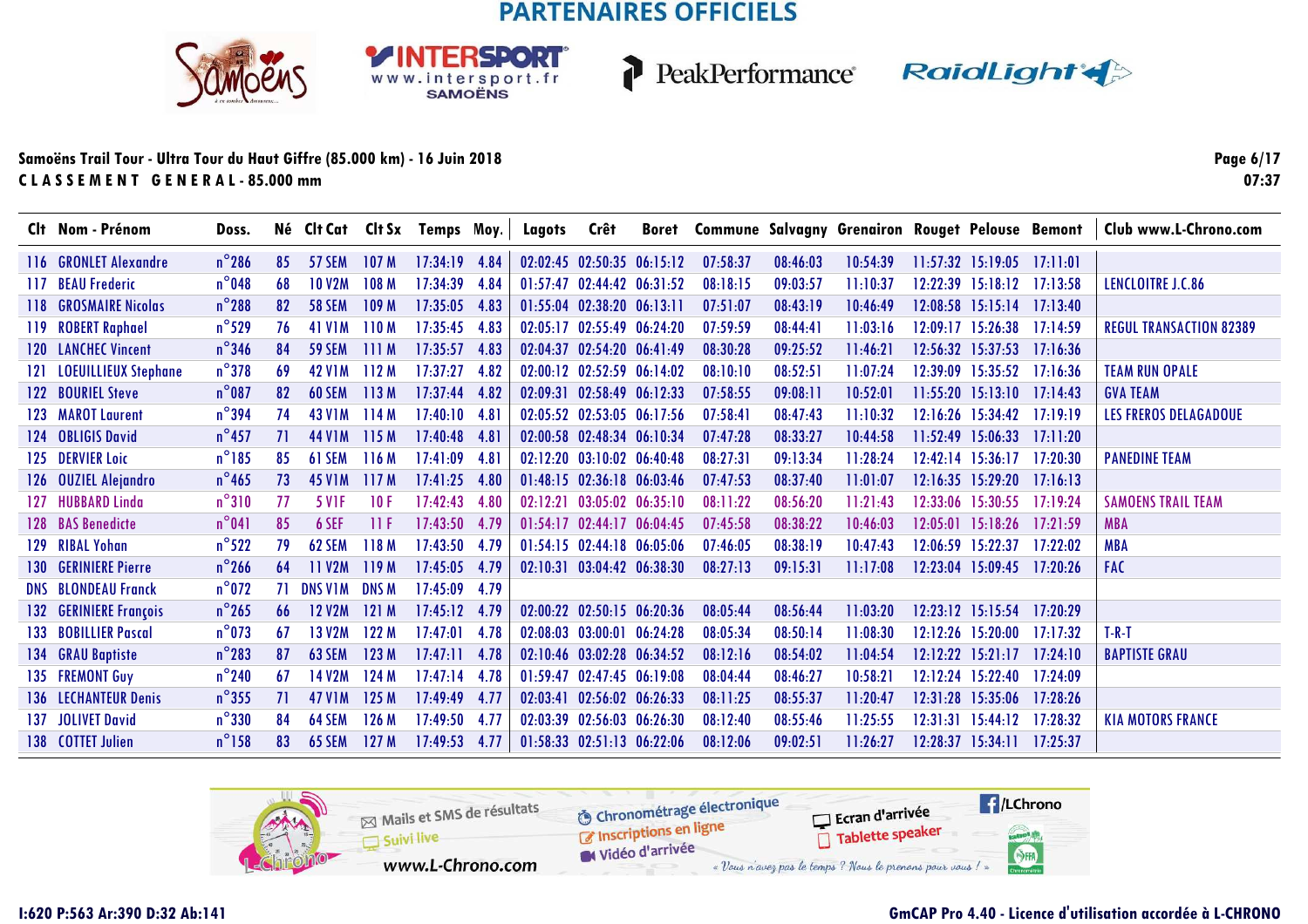PARTENAIRES OFFICIELS

Samoëns Trail Tour - Ultra Tour du Haut Giffre (85.000 km) - 16 Juin 2018
CLASSEMENT GENERAL - 85.000 mm

07:37

| Clt | Nom - Prénom | Doss. | Né | Clt Cat | Clt Sx | Temps | Moy. | Lagots | Crêt | Boret | Commune | Salvagny | Grenairon | Rouget | Pelouse | Bemont | Club www.L-Chrono.com |
|---|---|---|---|---|---|---|---|---|---|---|---|---|---|---|---|---|---|
| 116 | GRONLET Alexandre | n°286 | 85 | 57 SEM | 107 M | 17:34:19 | 4.84 | 02:02:45 | 02:50:35 | 06:15:12 | 07:58:37 | 08:46:03 | 10:54:39 | 11:57:32 | 15:19:05 | 17:11:01 | |
| 117 | BEAU Frederic | n°048 | 68 | 10 V2M | 108 M | 17:34:39 | 4.84 | 01:57:47 | 02:44:42 | 06:31:52 | 08:18:15 | 09:03:57 | 11:10:37 | 12:22:39 | 15:18:12 | 17:13:58 | LENCLOITRE J.C.86 |
| 118 | GROSMAIRE Nicolas | n°288 | 82 | 58 SEM | 109 M | 17:35:05 | 4.83 | 01:55:04 | 02:38:20 | 06:13:11 | 07:51:07 | 08:43:19 | 10:46:49 | 12:08:58 | 15:15:14 | 17:13:40 | |
| 119 | ROBERT Raphael | n°529 | 76 | 41 V1M | 110 M | 17:35:45 | 4.83 | 02:05:17 | 02:55:49 | 06:24:20 | 07:59:59 | 08:44:41 | 11:03:16 | 12:09:17 | 15:26:38 | 17:14:59 | REGUL TRANSACTION 82389 |
| 120 | LANCHEC Vincent | n°346 | 84 | 59 SEM | 111 M | 17:35:57 | 4.83 | 02:04:37 | 02:54:20 | 06:41:49 | 08:30:28 | 09:25:52 | 11:46:21 | 12:56:32 | 15:37:53 | 17:16:36 | |
| 121 | LOEUILLIEUX Stephane | n°378 | 69 | 42 V1M | 112 M | 17:37:27 | 4.82 | 02:00:12 | 02:52:59 | 06:14:02 | 08:10:10 | 08:52:51 | 11:07:24 | 12:39:09 | 15:35:52 | 17:16:36 | TEAM RUN OPALE |
| 122 | BOURIEL Steve | n°087 | 82 | 60 SEM | 113 M | 17:37:44 | 4.82 | 02:09:31 | 02:58:49 | 06:12:33 | 07:58:55 | 09:08:11 | 10:52:01 | 11:55:20 | 15:13:10 | 17:14:43 | GVA TEAM |
| 123 | MAROT Laurent | n°394 | 74 | 43 V1M | 114 M | 17:40:10 | 4.81 | 02:05:52 | 02:53:05 | 06:17:56 | 07:58:41 | 08:47:43 | 11:10:32 | 12:16:26 | 15:34:42 | 17:19:19 | LES FREROS DELAGADOUE |
| 124 | OBLIGIS David | n°457 | 71 | 44 V1M | 115 M | 17:40:48 | 4.81 | 02:00:58 | 02:48:34 | 06:10:34 | 07:47:28 | 08:33:27 | 10:44:58 | 11:52:49 | 15:06:33 | 17:11:20 | |
| 125 | DERVIER Loic | n°185 | 85 | 61 SEM | 116 M | 17:41:09 | 4.81 | 02:12:20 | 03:10:02 | 06:40:48 | 08:27:31 | 09:13:34 | 11:28:24 | 12:42:14 | 15:36:17 | 17:20:30 | PANEDINE TEAM |
| 126 | OUZIEL Alejandro | n°465 | 73 | 45 V1M | 117 M | 17:41:25 | 4.80 | 01:48:15 | 02:36:18 | 06:03:46 | 07:47:53 | 08:37:40 | 11:01:07 | 12:16:35 | 15:29:20 | 17:16:13 | |
| 127 | HUBBARD Linda | n°310 | 77 | 5 V1F | 10 F | 17:42:43 | 4.80 | 02:12:21 | 03:05:02 | 06:35:10 | 08:11:22 | 08:56:20 | 11:21:43 | 12:33:06 | 15:30:55 | 17:19:24 | SAMOENS TRAIL TEAM |
| 128 | BAS Benedicte | n°041 | 85 | 6 SEF | 11 F | 17:43:50 | 4.79 | 01:54:17 | 02:44:17 | 06:04:45 | 07:45:58 | 08:38:22 | 10:46:03 | 12:05:01 | 15:18:26 | 17:21:59 | MBA |
| 129 | RIBAL Yohan | n°522 | 79 | 62 SEM | 118 M | 17:43:50 | 4.79 | 01:54:15 | 02:44:18 | 06:05:06 | 07:46:05 | 08:38:19 | 10:47:43 | 12:06:59 | 15:22:37 | 17:22:02 | MBA |
| 130 | GERINIERE Pierre | n°266 | 64 | 11 V2M | 119 M | 17:45:05 | 4.79 | 02:10:31 | 03:04:42 | 06:38:30 | 08:27:13 | 09:15:31 | 11:17:08 | 12:23:04 | 15:09:45 | 17:20:26 | FAC |
| DNS | BLONDEAU Franck | n°072 | 71 | DNS V1M | DNS M | 17:45:09 | 4.79 | | | | | | | | | | |
| 132 | GERINIERE François | n°265 | 66 | 12 V2M | 121 M | 17:45:12 | 4.79 | 02:00:22 | 02:50:15 | 06:20:36 | 08:05:44 | 08:56:44 | 11:03:20 | 12:23:12 | 15:15:54 | 17:20:29 | |
| 133 | BOBILLIER Pascal | n°073 | 67 | 13 V2M | 122 M | 17:47:01 | 4.78 | 02:08:03 | 03:00:01 | 06:24:28 | 08:05:34 | 08:50:14 | 11:08:30 | 12:12:26 | 15:20:00 | 17:17:32 | T-R-T |
| 134 | GRAU Baptiste | n°283 | 87 | 63 SEM | 123 M | 17:47:11 | 4.78 | 02:10:46 | 03:02:28 | 06:34:52 | 08:12:16 | 08:54:02 | 11:04:54 | 12:12:22 | 15:21:17 | 17:24:10 | BAPTISTE GRAU |
| 135 | FREMONT Guy | n°240 | 67 | 14 V2M | 124 M | 17:47:14 | 4.78 | 01:59:47 | 02:47:45 | 06:19:08 | 08:04:44 | 08:46:27 | 10:58:21 | 12:12:24 | 15:22:40 | 17:24:09 | |
| 136 | LECHANTEUR Denis | n°355 | 71 | 47 V1M | 125 M | 17:49:49 | 4.77 | 02:03:41 | 02:56:02 | 06:26:33 | 08:11:25 | 08:55:37 | 11:20:47 | 12:31:28 | 15:35:06 | 17:28:26 | |
| 137 | JOLIVET David | n°330 | 84 | 64 SEM | 126 M | 17:49:50 | 4.77 | 02:03:39 | 02:56:03 | 06:26:30 | 08:12:40 | 08:55:46 | 11:25:55 | 12:31:31 | 15:44:12 | 17:28:32 | KIA MOTORS FRANCE |
| 138 | COTTET Julien | n°158 | 83 | 65 SEM | 127 M | 17:49:53 | 4.77 | 01:58:33 | 02:51:13 | 06:22:06 | 08:12:06 | 09:02:51 | 11:26:27 | 12:28:37 | 15:34:11 | 17:25:37 | |

Mails et SMS de résultats — Suivi live — www.L-Chrono.com — Chronométrage électronique — Inscriptions en ligne — Vidéo d'arrivée — Ecran d'arrivée — Tablette speaker — /LChrono — « Vous n'avez pas le temps ? Nous le prenons pour vous ! »

I:620 P:563 Ar:390 D:32 Ab:141

GmCAP Pro 4.40 - Licence d'utilisation accordée à L-CHRONO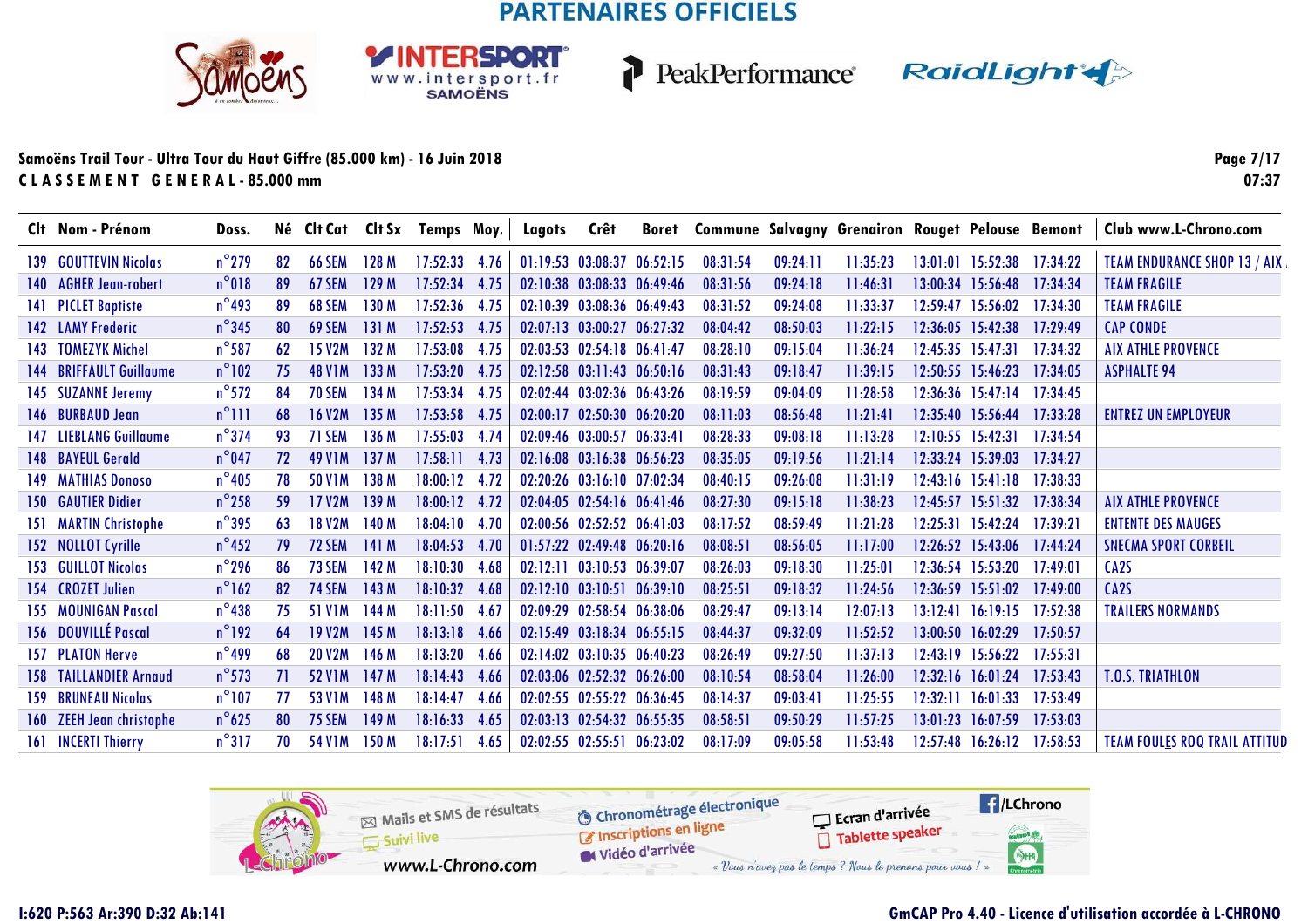PARTENAIRES OFFICIELS

Samoëns Trail Tour - Ultra Tour du Haut Giffre (85.000 km) - 16 Juin 2018

CLASSEMENT GENERAL - 85.000 mm

| Clt | Nom - Prénom | Doss. | Né | Clt Cat | Clt Sx | Temps | Moy. | Lagots | Crêt | Boret | Commune | Salvagny | Grenairon | Rouget | Pelouse | Bemont | Club www.L-Chrono.com |
|---|---|---|---|---|---|---|---|---|---|---|---|---|---|---|---|---|---|
| 139 | GOUTTEVIN Nicolas | n°279 | 82 | 66 SEM | 128 M | 17:52:33 | 4.76 | 01:19:53 | 03:08:37 | 06:52:15 | 08:31:54 | 09:24:11 | 11:35:23 | 13:01:01 | 15:52:38 | 17:34:22 | TEAM ENDURANCE SHOP 13 / AIX |
| 140 | AGHER Jean-robert | n°018 | 89 | 67 SEM | 129 M | 17:52:34 | 4.75 | 02:10:38 | 03:08:33 | 06:49:46 | 08:31:56 | 09:24:18 | 11:46:31 | 13:00:34 | 15:56:48 | 17:34:34 | TEAM FRAGILE |
| 141 | PICLET Baptiste | n°493 | 89 | 68 SEM | 130 M | 17:52:36 | 4.75 | 02:10:39 | 03:08:36 | 06:49:43 | 08:31:52 | 09:24:08 | 11:33:37 | 12:59:47 | 15:56:02 | 17:34:30 | TEAM FRAGILE |
| 142 | LAMY Frederic | n°345 | 80 | 69 SEM | 131 M | 17:52:53 | 4.75 | 02:07:13 | 03:00:27 | 06:27:32 | 08:04:42 | 08:50:03 | 11:22:15 | 12:36:05 | 15:42:38 | 17:29:49 | CAP CONDE |
| 143 | TOMEZYK Michel | n°587 | 62 | 15 V2M | 132 M | 17:53:08 | 4.75 | 02:03:53 | 02:54:18 | 06:41:47 | 08:28:10 | 09:15:04 | 11:36:24 | 12:45:35 | 15:47:31 | 17:34:32 | AIX ATHLE PROVENCE |
| 144 | BRIFFAULT Guillaume | n°102 | 75 | 48 V1M | 133 M | 17:53:20 | 4.75 | 02:12:58 | 03:11:43 | 06:50:16 | 08:31:43 | 09:18:47 | 11:39:15 | 12:50:55 | 15:46:23 | 17:34:05 | ASPHALTE 94 |
| 145 | SUZANNE Jeremy | n°572 | 84 | 70 SEM | 134 M | 17:53:34 | 4.75 | 02:02:44 | 03:02:36 | 06:43:26 | 08:19:59 | 09:04:09 | 11:28:58 | 12:36:36 | 15:47:14 | 17:34:45 | |
| 146 | BURBAUD Jean | n°111 | 68 | 16 V2M | 135 M | 17:53:58 | 4.75 | 02:00:17 | 02:50:30 | 06:20:20 | 08:11:03 | 08:56:48 | 11:21:41 | 12:35:40 | 15:56:44 | 17:33:28 | ENTREZ UN EMPLOYEUR |
| 147 | LIEBLANG Guillaume | n°374 | 93 | 71 SEM | 136 M | 17:55:03 | 4.74 | 02:09:46 | 03:00:57 | 06:33:41 | 08:28:33 | 09:08:18 | 11:13:28 | 12:10:55 | 15:42:31 | 17:34:54 | |
| 148 | BAYEUL Gerald | n°047 | 72 | 49 V1M | 137 M | 17:58:11 | 4.73 | 02:16:08 | 03:16:38 | 06:56:23 | 08:35:05 | 09:19:56 | 11:21:14 | 12:33:24 | 15:39:03 | 17:34:27 | |
| 149 | MATHIAS Donoso | n°405 | 78 | 50 V1M | 138 M | 18:00:12 | 4.72 | 02:20:26 | 03:16:10 | 07:02:34 | 08:40:15 | 09:26:08 | 11:31:19 | 12:43:16 | 15:41:18 | 17:38:33 | |
| 150 | GAUTIER Didier | n°258 | 59 | 17 V2M | 139 M | 18:00:12 | 4.72 | 02:04:05 | 02:54:16 | 06:41:46 | 08:27:30 | 09:15:18 | 11:38:23 | 12:45:57 | 15:51:32 | 17:38:34 | AIX ATHLE PROVENCE |
| 151 | MARTIN Christophe | n°395 | 63 | 18 V2M | 140 M | 18:04:10 | 4.70 | 02:00:56 | 02:52:52 | 06:41:03 | 08:17:52 | 08:59:49 | 11:21:28 | 12:25:31 | 15:42:24 | 17:39:21 | ENTENTE DES MAUGES |
| 152 | NOLLOT Cyrille | n°452 | 79 | 72 SEM | 141 M | 18:04:53 | 4.70 | 01:57:22 | 02:49:48 | 06:20:16 | 08:08:51 | 08:56:05 | 11:17:00 | 12:26:52 | 15:43:06 | 17:44:24 | SNECMA SPORT CORBEIL |
| 153 | GUILLOT Nicolas | n°296 | 86 | 73 SEM | 142 M | 18:10:30 | 4.68 | 02:12:11 | 03:10:53 | 06:39:07 | 08:26:03 | 09:18:30 | 11:25:01 | 12:36:54 | 15:53:20 | 17:49:01 | CA2S |
| 154 | CROZET Julien | n°162 | 82 | 74 SEM | 143 M | 18:10:32 | 4.68 | 02:12:10 | 03:10:51 | 06:39:10 | 08:25:51 | 09:18:32 | 11:24:56 | 12:36:59 | 15:51:02 | 17:49:00 | CA2S |
| 155 | MOUNIGAN Pascal | n°438 | 75 | 51 V1M | 144 M | 18:11:50 | 4.67 | 02:09:29 | 02:58:54 | 06:38:06 | 08:29:47 | 09:13:14 | 12:07:13 | 13:12:41 | 16:19:15 | 17:52:38 | TRAILERS NORMANDS |
| 156 | DOUVILLÉ Pascal | n°192 | 64 | 19 V2M | 145 M | 18:13:18 | 4.66 | 02:15:49 | 03:18:34 | 06:55:15 | 08:44:37 | 09:32:09 | 11:52:52 | 13:00:50 | 16:02:29 | 17:50:57 | |
| 157 | PLATON Herve | n°499 | 68 | 20 V2M | 146 M | 18:13:20 | 4.66 | 02:14:02 | 03:10:35 | 06:40:23 | 08:26:49 | 09:27:50 | 11:37:13 | 12:43:19 | 15:56:22 | 17:55:31 | |
| 158 | TAILLANDIER Arnaud | n°573 | 71 | 52 V1M | 147 M | 18:14:43 | 4.66 | 02:03:06 | 02:52:32 | 06:26:00 | 08:10:54 | 08:58:04 | 11:26:00 | 12:32:16 | 16:01:24 | 17:53:43 | T.O.S. TRIATHLON |
| 159 | BRUNEAU Nicolas | n°107 | 77 | 53 V1M | 148 M | 18:14:47 | 4.66 | 02:02:55 | 02:55:22 | 06:36:45 | 08:14:37 | 09:03:41 | 11:25:55 | 12:32:11 | 16:01:33 | 17:53:49 | |
| 160 | ZEEH Jean christophe | n°625 | 80 | 75 SEM | 149 M | 18:16:33 | 4.65 | 02:03:13 | 02:54:32 | 06:55:35 | 08:58:51 | 09:50:29 | 11:57:25 | 13:01:23 | 16:07:59 | 17:53:03 | |
| 161 | INCERTI Thierry | n°317 | 70 | 54 V1M | 150 M | 18:17:51 | 4.65 | 02:02:55 | 02:55:51 | 06:23:02 | 08:17:09 | 09:05:58 | 11:53:48 | 12:57:48 | 16:26:12 | 17:58:53 | TEAM FOULES ROQ TRAIL ATTITUD |

Mails et SMS de résultats · Suivi live · www.L-Chrono.com · Chronométrage électronique · Inscriptions en ligne · Vidéo d'arrivée · Ecran d'arrivée · Tablette speaker · /LChrono · « Vous n'avez pas le temps ? Nous le prenons pour vous ! »

I:620 P:563 Ar:390 D:32 Ab:141

GmCAP Pro 4.40 - Licence d'utilisation accordée à L-CHRONO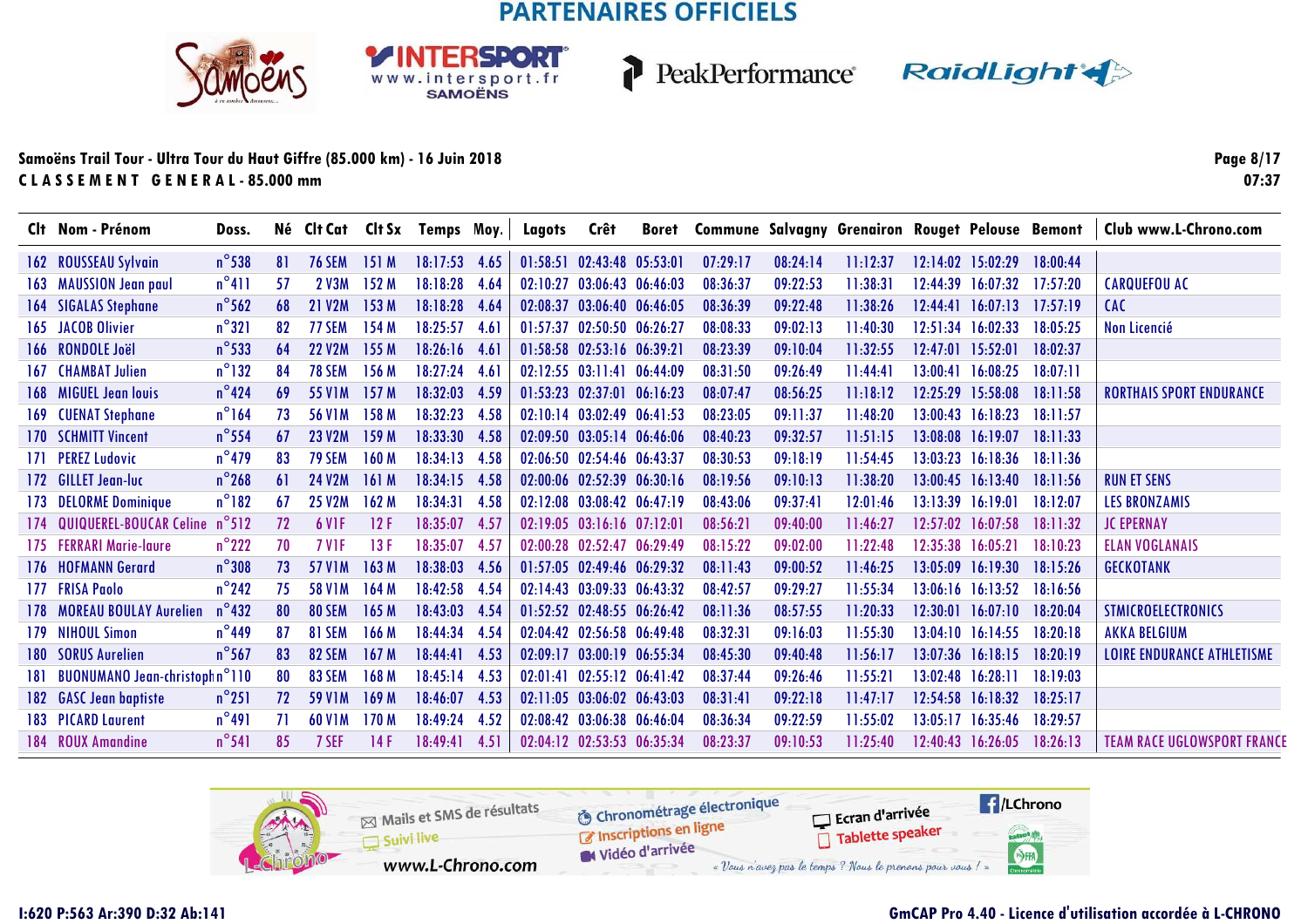PARTENAIRES OFFICIELS

Samoëns Trail Tour - Ultra Tour du Haut Giffre (85.000 km) - 16 Juin 2018
C L A S S E M E N T   G E N E R A L - 85.000 mm

07:37

| Clt | Nom - Prénom | Doss. | Né | Clt Cat | Clt Sx | Temps | Moy. | Lagots | Crêt | Boret | Commune | Salvagny | Grenairon | Rouget | Pelouse | Bemont | Club www.L-Chrono.com |
|---|---|---|---|---|---|---|---|---|---|---|---|---|---|---|---|---|---|
| 162 | ROUSSEAU Sylvain | n°538 | 81 | 76 SEM | 151 M | 18:17:53 | 4.65 | 01:58:51 | 02:43:48 | 05:53:01 | 07:29:17 | 08:24:14 | 11:12:37 | 12:14:02 | 15:02:29 | 18:00:44 | |
| 163 | MAUSSION Jean paul | n°411 | 57 | 2 V3M | 152 M | 18:18:28 | 4.64 | 02:10:27 | 03:06:43 | 06:46:03 | 08:36:37 | 09:22:53 | 11:38:31 | 12:44:39 | 16:07:32 | 17:57:20 | CARQUEFOU AC |
| 164 | SIGALAS Stephane | n°562 | 68 | 21 V2M | 153 M | 18:18:28 | 4.64 | 02:08:37 | 03:06:40 | 06:46:05 | 08:36:39 | 09:22:48 | 11:38:26 | 12:44:41 | 16:07:13 | 17:57:19 | CAC |
| 165 | JACOB Olivier | n°321 | 82 | 77 SEM | 154 M | 18:25:57 | 4.61 | 01:57:37 | 02:50:50 | 06:26:27 | 08:08:33 | 09:02:13 | 11:40:30 | 12:51:34 | 16:02:33 | 18:05:25 | Non Licencié |
| 166 | RONDOLE Joël | n°533 | 64 | 22 V2M | 155 M | 18:26:16 | 4.61 | 01:58:58 | 02:53:16 | 06:39:21 | 08:23:39 | 09:10:04 | 11:32:55 | 12:47:01 | 15:52:01 | 18:02:37 | |
| 167 | CHAMBAT Julien | n°132 | 84 | 78 SEM | 156 M | 18:27:24 | 4.61 | 02:12:55 | 03:11:41 | 06:44:09 | 08:31:50 | 09:26:49 | 11:44:41 | 13:00:41 | 16:08:25 | 18:07:11 | |
| 168 | MIGUEL Jean louis | n°424 | 69 | 55 V1M | 157 M | 18:32:03 | 4.59 | 01:53:23 | 02:37:01 | 06:16:23 | 08:07:47 | 08:56:25 | 11:18:12 | 12:25:29 | 15:58:08 | 18:11:58 | RORTHAIS SPORT ENDURANCE |
| 169 | CUENAT Stephane | n°164 | 73 | 56 V1M | 158 M | 18:32:23 | 4.58 | 02:10:14 | 03:02:49 | 06:41:53 | 08:23:05 | 09:11:37 | 11:48:20 | 13:00:43 | 16:18:23 | 18:11:57 | |
| 170 | SCHMITT Vincent | n°554 | 67 | 23 V2M | 159 M | 18:33:30 | 4.58 | 02:09:50 | 03:05:14 | 06:46:06 | 08:40:23 | 09:32:57 | 11:51:15 | 13:08:08 | 16:19:07 | 18:11:33 | |
| 171 | PEREZ Ludovic | n°479 | 83 | 79 SEM | 160 M | 18:34:13 | 4.58 | 02:06:50 | 02:54:46 | 06:43:37 | 08:30:53 | 09:18:19 | 11:54:45 | 13:03:23 | 16:18:36 | 18:11:36 | |
| 172 | GILLET Jean-luc | n°268 | 61 | 24 V2M | 161 M | 18:34:15 | 4.58 | 02:00:06 | 02:52:39 | 06:30:16 | 08:19:56 | 09:10:13 | 11:38:20 | 13:00:45 | 16:13:40 | 18:11:56 | RUN ET SENS |
| 173 | DELORME Dominique | n°182 | 67 | 25 V2M | 162 M | 18:34:31 | 4.58 | 02:12:08 | 03:08:42 | 06:47:19 | 08:43:06 | 09:37:41 | 12:01:46 | 13:13:39 | 16:19:01 | 18:12:07 | LES BRONZAMIS |
| 174 | QUIQUEREL-BOUCAR Celine | n°512 | 72 | 6 V1F | 12 F | 18:35:07 | 4.57 | 02:19:05 | 03:16:16 | 07:12:01 | 08:56:21 | 09:40:00 | 11:46:27 | 12:57:02 | 16:07:58 | 18:11:32 | JC EPERNAY |
| 175 | FERRARI Marie-laure | n°222 | 70 | 7 V1F | 13 F | 18:35:07 | 4.57 | 02:00:28 | 02:52:47 | 06:29:49 | 08:15:22 | 09:02:00 | 11:22:48 | 12:35:38 | 16:05:21 | 18:10:23 | ELAN VOGLANAIS |
| 176 | HOFMANN Gerard | n°308 | 73 | 57 V1M | 163 M | 18:38:03 | 4.56 | 01:57:05 | 02:49:46 | 06:29:32 | 08:11:43 | 09:00:52 | 11:46:25 | 13:05:09 | 16:19:30 | 18:15:26 | GECKOTANK |
| 177 | FRISA Paolo | n°242 | 75 | 58 V1M | 164 M | 18:42:58 | 4.54 | 02:14:43 | 03:09:33 | 06:43:32 | 08:42:57 | 09:29:27 | 11:55:34 | 13:06:16 | 16:13:52 | 18:16:56 | |
| 178 | MOREAU BOULAY Aurelien | n°432 | 80 | 80 SEM | 165 M | 18:43:03 | 4.54 | 01:52:52 | 02:48:55 | 06:26:42 | 08:11:36 | 08:57:55 | 11:20:33 | 12:30:01 | 16:07:10 | 18:20:04 | STMICROELECTRONICS |
| 179 | NIHOUL Simon | n°449 | 87 | 81 SEM | 166 M | 18:44:34 | 4.54 | 02:04:42 | 02:56:58 | 06:49:48 | 08:32:31 | 09:16:03 | 11:55:30 | 13:04:10 | 16:14:55 | 18:20:18 | AKKA BELGIUM |
| 180 | SORUS Aurelien | n°567 | 83 | 82 SEM | 167 M | 18:44:41 | 4.53 | 02:09:17 | 03:00:19 | 06:55:34 | 08:45:30 | 09:40:48 | 11:56:17 | 13:07:36 | 16:18:15 | 18:20:19 | LOIRE ENDURANCE ATHLETISME |
| 181 | BUONUMANO Jean-christoph | n°110 | 80 | 83 SEM | 168 M | 18:45:14 | 4.53 | 02:01:41 | 02:55:12 | 06:41:42 | 08:37:44 | 09:26:46 | 11:55:21 | 13:02:48 | 16:28:11 | 18:19:03 | |
| 182 | GASC Jean baptiste | n°251 | 72 | 59 V1M | 169 M | 18:46:07 | 4.53 | 02:11:05 | 03:06:02 | 06:43:03 | 08:31:41 | 09:22:18 | 11:47:17 | 12:54:58 | 16:18:32 | 18:25:17 | |
| 183 | PICARD Laurent | n°491 | 71 | 60 V1M | 170 M | 18:49:24 | 4.52 | 02:08:42 | 03:06:38 | 06:46:04 | 08:36:34 | 09:22:59 | 11:55:02 | 13:05:17 | 16:35:46 | 18:29:57 | |
| 184 | ROUX Amandine | n°541 | 85 | 7 SEF | 14 F | 18:49:41 | 4.51 | 02:04:12 | 02:53:53 | 06:35:34 | 08:23:37 | 09:10:53 | 11:25:40 | 12:40:43 | 16:26:05 | 18:26:13 | TEAM RACE UGLOWSPORT FRANCE |

Mails et SMS de résultats — Suivi live — www.L-Chrono.com — Chronométrage électronique — Inscriptions en ligne — Vidéo d'arrivée — Ecran d'arrivée — Tablette speaker — /LChrono — « Vous n'avez pas le temps ? Nous le prenons pour vous ! »

I:620 P:563 Ar:390 D:32 Ab:141

GmCAP Pro 4.40 - Licence d'utilisation accordée à L-CHRONO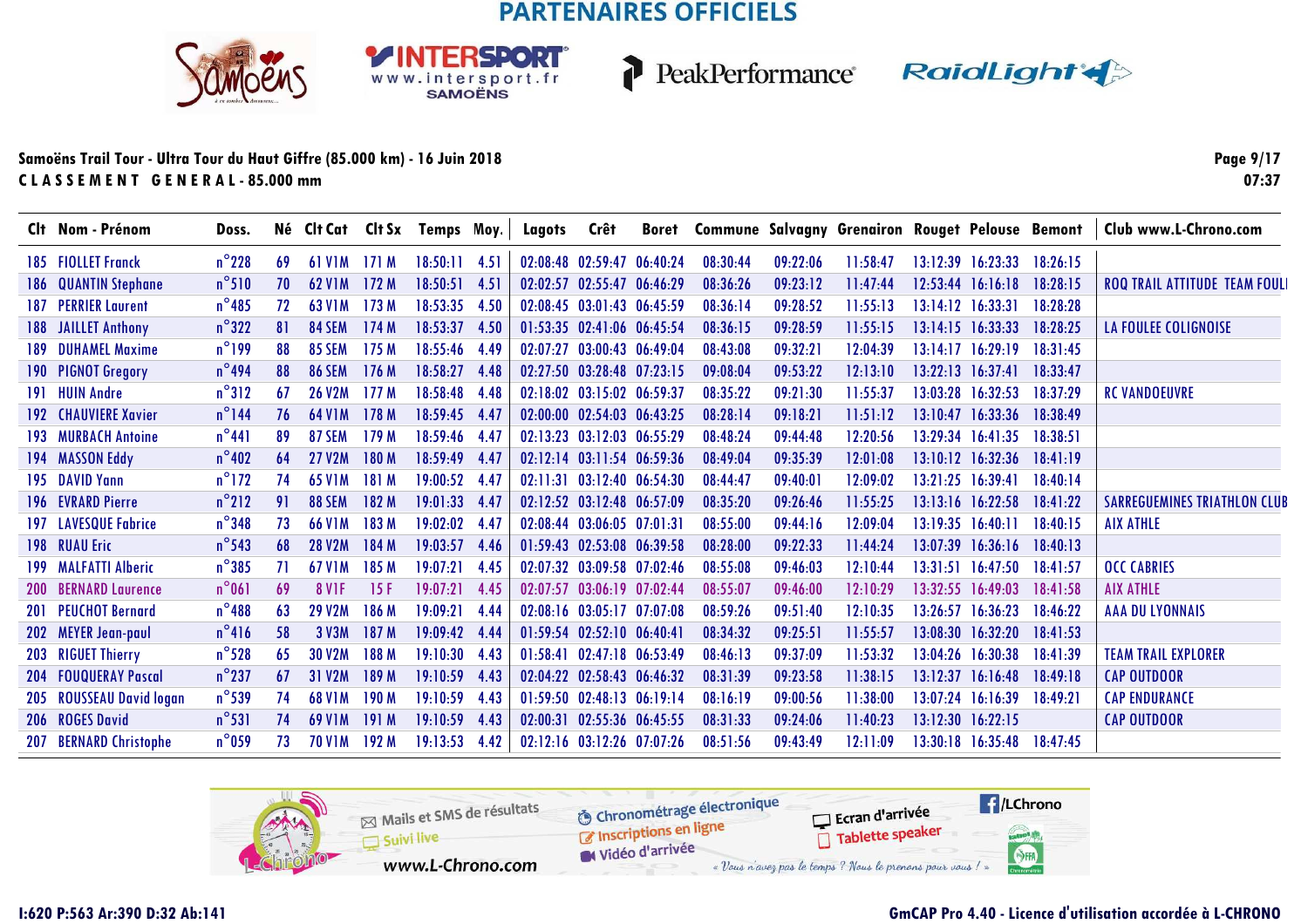PARTENAIRES OFFICIELS

Samoëns Trail Tour - Ultra Tour du Haut Giffre (85.000 km) - 16 Juin 2018

CLASSEMENT GENERAL - 85.000 mm

07:37

| Clt | Nom - Prénom | Doss. | Né | Clt Cat | Clt Sx | Temps | Moy. | Lagots | Crêt | Boret | Commune | Salvagny | Grenairon | Rouget | Pelouse | Bemont | Club www.L-Chrono.com |
|---|---|---|---|---|---|---|---|---|---|---|---|---|---|---|---|---|---|
| 185 | FIOLLET Franck | n°228 | 69 | 61 V1M | 171 M | 18:50:11 | 4.51 | 02:08:48 | 02:59:47 | 06:40:24 | 08:30:44 | 09:22:06 | 11:58:47 | 13:12:39 | 16:23:33 | 18:26:15 | |
| 186 | QUANTIN Stephane | n°510 | 70 | 62 V1M | 172 M | 18:50:51 | 4.51 | 02:02:57 | 02:55:47 | 06:46:29 | 08:36:26 | 09:23:12 | 11:47:44 | 12:53:44 | 16:16:18 | 18:28:15 | ROQ TRAIL ATTITUDE TEAM FOULI |
| 187 | PERRIER Laurent | n°485 | 72 | 63 V1M | 173 M | 18:53:35 | 4.50 | 02:08:45 | 03:01:43 | 06:45:59 | 08:36:14 | 09:28:52 | 11:55:13 | 13:14:12 | 16:33:31 | 18:28:28 | |
| 188 | JAILLET Anthony | n°322 | 81 | 84 SEM | 174 M | 18:53:37 | 4.50 | 01:53:35 | 02:41:06 | 06:45:54 | 08:36:15 | 09:28:59 | 11:55:15 | 13:14:15 | 16:33:33 | 18:28:25 | LA FOULEE COLIGNOISE |
| 189 | DUHAMEL Maxime | n°199 | 88 | 85 SEM | 175 M | 18:55:46 | 4.49 | 02:07:27 | 03:00:43 | 06:49:04 | 08:43:08 | 09:32:21 | 12:04:39 | 13:14:17 | 16:29:19 | 18:31:45 | |
| 190 | PIGNOT Gregory | n°494 | 88 | 86 SEM | 176 M | 18:58:27 | 4.48 | 02:27:50 | 03:28:48 | 07:23:15 | 09:08:04 | 09:53:22 | 12:13:10 | 13:22:13 | 16:37:41 | 18:33:47 | |
| 191 | HUIN Andre | n°312 | 67 | 26 V2M | 177 M | 18:58:48 | 4.48 | 02:18:02 | 03:15:02 | 06:59:37 | 08:35:22 | 09:21:30 | 11:55:37 | 13:03:28 | 16:32:53 | 18:37:29 | RC VANDOEUVRE |
| 192 | CHAUVIERE Xavier | n°144 | 76 | 64 V1M | 178 M | 18:59:45 | 4.47 | 02:00:00 | 02:54:03 | 06:43:25 | 08:28:14 | 09:18:21 | 11:51:12 | 13:10:47 | 16:33:36 | 18:38:49 | |
| 193 | MURBACH Antoine | n°441 | 89 | 87 SEM | 179 M | 18:59:46 | 4.47 | 02:13:23 | 03:12:03 | 06:55:29 | 08:48:24 | 09:44:48 | 12:20:56 | 13:29:34 | 16:41:35 | 18:38:51 | |
| 194 | MASSON Eddy | n°402 | 64 | 27 V2M | 180 M | 18:59:49 | 4.47 | 02:12:14 | 03:11:54 | 06:59:36 | 08:49:04 | 09:35:39 | 12:01:08 | 13:10:12 | 16:32:36 | 18:41:19 | |
| 195 | DAVID Yann | n°172 | 74 | 65 V1M | 181 M | 19:00:52 | 4.47 | 02:11:31 | 03:12:40 | 06:54:30 | 08:44:47 | 09:40:01 | 12:09:02 | 13:21:25 | 16:39:41 | 18:40:14 | |
| 196 | EVRARD Pierre | n°212 | 91 | 88 SEM | 182 M | 19:01:33 | 4.47 | 02:12:52 | 03:12:48 | 06:57:09 | 08:35:20 | 09:26:46 | 11:55:25 | 13:13:16 | 16:22:58 | 18:41:22 | SARREGUEMINES TRIATHLON CLUB |
| 197 | LAVESQUE Fabrice | n°348 | 73 | 66 V1M | 183 M | 19:02:02 | 4.47 | 02:08:44 | 03:06:05 | 07:01:31 | 08:55:00 | 09:44:16 | 12:09:04 | 13:19:35 | 16:40:11 | 18:40:15 | AIX ATHLE |
| 198 | RUAU Eric | n°543 | 68 | 28 V2M | 184 M | 19:03:57 | 4.46 | 01:59:43 | 02:53:08 | 06:39:58 | 08:28:00 | 09:22:33 | 11:44:24 | 13:07:39 | 16:36:16 | 18:40:13 | |
| 199 | MALFATTI Alberic | n°385 | 71 | 67 V1M | 185 M | 19:07:21 | 4.45 | 02:07:32 | 03:09:58 | 07:02:46 | 08:55:08 | 09:46:03 | 12:10:44 | 13:31:51 | 16:47:50 | 18:41:57 | OCC CABRIES |
| 200 | BERNARD Laurence | n°061 | 69 | 8 V1F | 15 F | 19:07:21 | 4.45 | 02:07:57 | 03:06:19 | 07:02:44 | 08:55:07 | 09:46:00 | 12:10:29 | 13:32:55 | 16:49:03 | 18:41:58 | AIX ATHLE |
| 201 | PEUCHOT Bernard | n°488 | 63 | 29 V2M | 186 M | 19:09:21 | 4.44 | 02:08:16 | 03:05:17 | 07:07:08 | 08:59:26 | 09:51:40 | 12:10:35 | 13:26:57 | 16:36:23 | 18:46:22 | AAA DU LYONNAIS |
| 202 | MEYER Jean-paul | n°416 | 58 | 3 V3M | 187 M | 19:09:42 | 4.44 | 01:59:54 | 02:52:10 | 06:40:41 | 08:34:32 | 09:25:51 | 11:55:57 | 13:08:30 | 16:32:20 | 18:41:53 | |
| 203 | RIGUET Thierry | n°528 | 65 | 30 V2M | 188 M | 19:10:30 | 4.43 | 01:58:41 | 02:47:18 | 06:53:49 | 08:46:13 | 09:37:09 | 11:53:32 | 13:04:26 | 16:30:38 | 18:41:39 | TEAM TRAIL EXPLORER |
| 204 | FOUQUERAY Pascal | n°237 | 67 | 31 V2M | 189 M | 19:10:59 | 4.43 | 02:04:22 | 02:58:43 | 06:46:32 | 08:31:39 | 09:23:58 | 11:38:15 | 13:12:37 | 16:16:48 | 18:49:18 | CAP OUTDOOR |
| 205 | ROUSSEAU David logan | n°539 | 74 | 68 V1M | 190 M | 19:10:59 | 4.43 | 01:59:50 | 02:48:13 | 06:19:14 | 08:16:19 | 09:00:56 | 11:38:00 | 13:07:24 | 16:16:39 | 18:49:21 | CAP ENDURANCE |
| 206 | ROGES David | n°531 | 74 | 69 V1M | 191 M | 19:10:59 | 4.43 | 02:00:31 | 02:55:36 | 06:45:55 | 08:31:33 | 09:24:06 | 11:40:23 | 13:12:30 | 16:22:15 | | CAP OUTDOOR |
| 207 | BERNARD Christophe | n°059 | 73 | 70 V1M | 192 M | 19:13:53 | 4.42 | 02:12:16 | 03:12:26 | 07:07:26 | 08:51:56 | 09:43:49 | 12:11:09 | 13:30:18 | 16:35:48 | 18:47:45 | |

Mails et SMS de résultats · Suivi live · www.L-Chrono.com · Chronométrage électronique · Inscriptions en ligne · Vidéo d'arrivée · Ecran d'arrivée · Tablette speaker · /LChrono · « Vous n'avez pas le temps ? Nous le prenons pour vous ! »

I:620 P:563 Ar:390 D:32 Ab:141

GmCAP Pro 4.40 - Licence d'utilisation accordée à L-CHRONO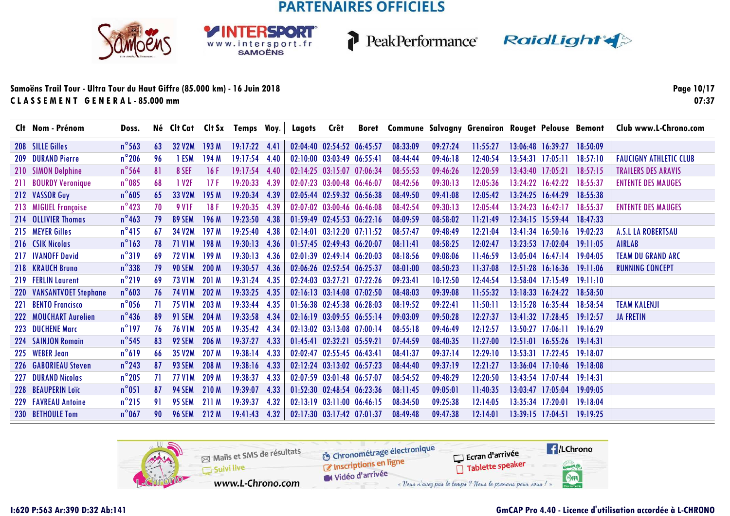**PARTENAIRES OFFICIELS**

**Samoëns Trail Tour - Ultra Tour du Haut Giffre (85.000 km) - 16 Juin 2018**

**C L A S S E M E N T G E N E R A L - 85.000 mm**

07:37

| Clt | Nom - Prénom | Doss. | Né | Clt Cat | Clt Sx | Temps | Moy. | Lagots | Crêt | Boret | Commune | Salvagny | Grenairon | Rouget | Pelouse | Bemont | Club www.L-Chrono.com |
|---|---|---|---|---|---|---|---|---|---|---|---|---|---|---|---|---|---|
| 208 | SILLE Gilles | n°563 | 63 | 32 V2M | 193 M | 19:17:22 | 4.41 | 02:04:40 | 02:54:52 | 06:45:57 | 08:33:09 | 09:27:24 | 11:55:27 | 13:06:48 | 16:39:27 | 18:50:09 | |
| 209 | DURAND Pierre | n°206 | 96 | 1 ESM | 194 M | 19:17:54 | 4.40 | 02:10:00 | 03:03:49 | 06:55:41 | 08:44:44 | 09:46:18 | 12:40:54 | 13:54:31 | 17:05:11 | 18:57:10 | FAUCIGNY ATHLETIC CLUB |
| 210 | SIMON Delphine | n°564 | 81 | 8 SEF | 16 F | 19:17:54 | 4.40 | 02:14:25 | 03:15:07 | 07:06:34 | 08:55:53 | 09:46:26 | 12:20:59 | 13:43:40 | 17:05:21 | 18:57:15 | TRAILERS DES ARAVIS |
| 211 | BOURDY Veronique | n°085 | 68 | 1 V2F | 17 F | 19:20:33 | 4.39 | 02:07:23 | 03:00:48 | 06:46:07 | 08:42:56 | 09:30:13 | 12:05:36 | 13:24:22 | 16:42:22 | 18:55:37 | ENTENTE DES MAUGES |
| 212 | VASSOR Guy | n°605 | 65 | 33 V2M | 195 M | 19:20:34 | 4.39 | 02:05:44 | 02:59:32 | 06:56:38 | 08:49:50 | 09:41:08 | 12:05:42 | 13:24:25 | 16:44:29 | 18:55:38 | |
| 213 | MIGUEL Françoise | n°423 | 70 | 9 V1F | 18 F | 19:20:35 | 4.39 | 02:07:02 | 03:00:46 | 06:46:08 | 08:42:54 | 09:30:13 | 12:05:44 | 13:24:23 | 16:42:17 | 18:55:37 | ENTENTE DES MAUGES |
| 214 | OLLIVIER Thomas | n°463 | 79 | 89 SEM | 196 M | 19:23:50 | 4.38 | 01:59:49 | 02:45:53 | 06:22:16 | 08:09:59 | 08:58:02 | 11:21:49 | 12:34:15 | 15:59:44 | 18:47:33 | |
| 215 | MEYER Gilles | n°415 | 67 | 34 V2M | 197 M | 19:25:40 | 4.38 | 02:14:01 | 03:12:20 | 07:11:52 | 08:57:47 | 09:48:49 | 12:21:04 | 13:41:34 | 16:50:16 | 19:02:23 | A.S.L LA ROBERTSAU |
| 216 | CSIK Nicolas | n°163 | 78 | 71 V1M | 198 M | 19:30:13 | 4.36 | 01:57:45 | 02:49:43 | 06:20:07 | 08:11:41 | 08:58:25 | 12:02:47 | 13:23:53 | 17:02:04 | 19:11:05 | AIRLAB |
| 217 | IVANOFF David | n°319 | 69 | 72 V1M | 199 M | 19:30:13 | 4.36 | 02:01:39 | 02:49:14 | 06:20:03 | 08:18:56 | 09:08:06 | 11:46:59 | 13:05:04 | 16:47:14 | 19:04:05 | TEAM DU GRAND ARC |
| 218 | KRAUCH Bruno | n°338 | 79 | 90 SEM | 200 M | 19:30:57 | 4.36 | 02:06:26 | 02:52:54 | 06:25:37 | 08:01:00 | 08:50:23 | 11:37:08 | 12:51:28 | 16:16:36 | 19:11:06 | RUNNING CONCEPT |
| 219 | FERLIN Laurent | n°219 | 69 | 73 V1M | 201 M | 19:31:24 | 4.35 | 02:24:03 | 03:27:21 | 07:22:26 | 09:23:41 | 10:12:50 | 12:44:54 | 13:58:04 | 17:15:49 | 19:11:10 | |
| 220 | VANSANTVOET Stephane | n°603 | 76 | 74 V1M | 202 M | 19:33:25 | 4.35 | 02:16:13 | 03:14:08 | 07:02:50 | 08:48:03 | 09:39:08 | 11:55:32 | 13:18:33 | 16:24:22 | 18:58:50 | |
| 221 | BENTO Francisco | n°056 | 71 | 75 V1M | 203 M | 19:33:44 | 4.35 | 01:56:38 | 02:45:38 | 06:28:03 | 08:19:52 | 09:22:41 | 11:50:11 | 13:15:28 | 16:35:44 | 18:58:54 | TEAM KALENJI |
| 222 | MOUCHART Aurelien | n°436 | 89 | 91 SEM | 204 M | 19:33:58 | 4.34 | 02:16:19 | 03:09:55 | 06:55:14 | 09:03:09 | 09:50:28 | 12:27:37 | 13:41:32 | 17:28:45 | 19:12:57 | JA FRETIN |
| 223 | DUCHENE Marc | n°197 | 76 | 76 V1M | 205 M | 19:35:42 | 4.34 | 02:13:02 | 03:13:08 | 07:00:14 | 08:55:18 | 09:46:49 | 12:12:57 | 13:50:27 | 17:06:11 | 19:16:29 | |
| 224 | SAINJON Romain | n°545 | 83 | 92 SEM | 206 M | 19:37:27 | 4.33 | 01:45:41 | 02:32:21 | 05:59:21 | 07:44:59 | 08:40:35 | 11:27:00 | 12:51:01 | 16:55:26 | 19:14:31 | |
| 225 | WEBER Jean | n°619 | 66 | 35 V2M | 207 M | 19:38:14 | 4.33 | 02:02:47 | 02:55:45 | 06:43:41 | 08:41:37 | 09:37:14 | 12:29:10 | 13:53:31 | 17:22:45 | 19:18:07 | |
| 226 | GABORIEAU Steven | n°243 | 87 | 93 SEM | 208 M | 19:38:16 | 4.33 | 02:12:24 | 03:13:02 | 06:57:23 | 08:44:40 | 09:37:19 | 12:21:27 | 13:36:04 | 17:10:46 | 19:18:08 | |
| 227 | DURAND Nicolas | n°205 | 71 | 77 V1M | 209 M | 19:38:37 | 4.33 | 02:07:59 | 03:01:48 | 06:57:07 | 08:54:52 | 09:48:29 | 12:20:50 | 13:43:54 | 17:07:44 | 19:14:31 | |
| 228 | BEAUPERIN Loïc | n°051 | 87 | 94 SEM | 210 M | 19:39:07 | 4.33 | 01:52:30 | 02:48:54 | 06:23:36 | 08:11:45 | 09:05:01 | 11:40:35 | 13:03:47 | 17:05:04 | 19:09:05 | |
| 229 | FAVREAU Antoine | n°215 | 91 | 95 SEM | 211 M | 19:39:37 | 4.32 | 02:13:19 | 03:11:00 | 06:46:15 | 08:34:50 | 09:25:38 | 12:14:05 | 13:35:34 | 17:20:01 | 19:18:04 | |
| 230 | BETHOULE Tom | n°067 | 90 | 96 SEM | 212 M | 19:41:43 | 4.32 | 02:17:30 | 03:17:42 | 07:01:37 | 08:49:48 | 09:47:38 | 12:14:01 | 13:39:15 | 17:04:51 | 19:19:25 | |

Mails et SMS de résultats · Suivi live · www.L-Chrono.com · Chronométrage électronique · Inscriptions en ligne · Vidéo d'arrivée · Ecran d'arrivée · Tablette speaker · /LChrono

« Vous n'avez pas le temps ? Nous le prenons pour vous ! »

I:620 P:563 Ar:390 D:32 Ab:141

GmCAP Pro 4.40 - Licence d'utilisation accordée à L-CHRONO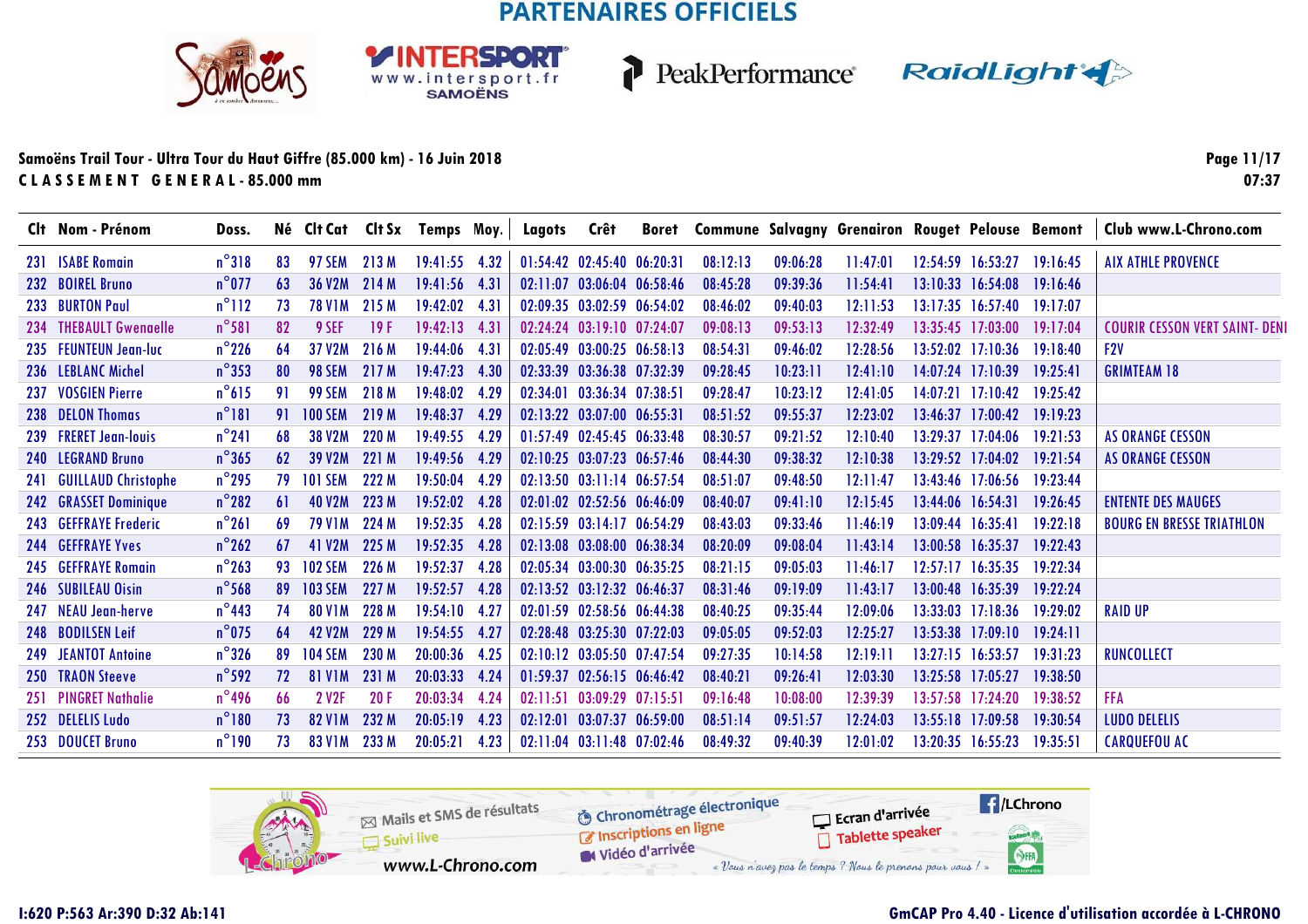## PARTENAIRES OFFICIELS

**Samoëns Trail Tour - Ultra Tour du Haut Giffre (85.000 km) - 16 Juin 2018**
**C L A S S E M E N T   G E N E R A L - 85.000 mm**

07:37

| Clt | Nom - Prénom | Doss. | Né | Clt Cat | Clt Sx | Temps | Moy. | Lagots | Crêt | Boret | Commune | Salvagny | Grenairon | Rouget | Pelouse | Bemont | Club www.L-Chrono.com |
|---|---|---|---|---|---|---|---|---|---|---|---|---|---|---|---|---|---|
| 231 | ISABE Romain | n°318 | 83 | 97 SEM | 213 M | 19:41:55 | 4.32 | 01:54:42 | 02:45:40 | 06:20:31 | 08:12:13 | 09:06:28 | 11:47:01 | 12:54:59 | 16:53:27 | 19:16:45 | AIX ATHLE PROVENCE |
| 232 | BOIREL Bruno | n°077 | 63 | 36 V2M | 214 M | 19:41:56 | 4.31 | 02:11:07 | 03:06:04 | 06:58:46 | 08:45:28 | 09:39:36 | 11:54:41 | 13:10:33 | 16:54:08 | 19:16:46 | |
| 233 | BURTON Paul | n°112 | 73 | 78 V1M | 215 M | 19:42:02 | 4.31 | 02:09:35 | 03:02:59 | 06:54:02 | 08:46:02 | 09:40:03 | 12:11:53 | 13:17:35 | 16:57:40 | 19:17:07 | |
| 234 | THEBAULT Gwenaelle | n°581 | 82 | 9 SEF | 19 F | 19:42:13 | 4.31 | 02:24:24 | 03:19:10 | 07:24:07 | 09:08:13 | 09:53:13 | 12:32:49 | 13:35:45 | 17:03:00 | 19:17:04 | COURIR CESSON VERT SAINT- DENI |
| 235 | FEUNTEUN Jean-luc | n°226 | 64 | 37 V2M | 216 M | 19:44:06 | 4.31 | 02:05:49 | 03:00:25 | 06:58:13 | 08:54:31 | 09:46:02 | 12:28:56 | 13:52:02 | 17:10:36 | 19:18:40 | F2V |
| 236 | LEBLANC Michel | n°353 | 80 | 98 SEM | 217 M | 19:47:23 | 4.30 | 02:33:39 | 03:36:38 | 07:32:39 | 09:28:45 | 10:23:11 | 12:41:10 | 14:07:24 | 17:10:39 | 19:25:41 | GRIMTEAM 18 |
| 237 | VOSGIEN Pierre | n°615 | 91 | 99 SEM | 218 M | 19:48:02 | 4.29 | 02:34:01 | 03:36:34 | 07:38:51 | 09:28:47 | 10:23:12 | 12:41:05 | 14:07:21 | 17:10:42 | 19:25:42 | |
| 238 | DELON Thomas | n°181 | 91 | 100 SEM | 219 M | 19:48:37 | 4.29 | 02:13:22 | 03:07:00 | 06:55:31 | 08:51:52 | 09:55:37 | 12:23:02 | 13:46:37 | 17:00:42 | 19:19:23 | |
| 239 | FRERET Jean-louis | n°241 | 68 | 38 V2M | 220 M | 19:49:55 | 4.29 | 01:57:49 | 02:45:45 | 06:33:48 | 08:30:57 | 09:21:52 | 12:10:40 | 13:29:37 | 17:04:06 | 19:21:53 | AS ORANGE CESSON |
| 240 | LEGRAND Bruno | n°365 | 62 | 39 V2M | 221 M | 19:49:56 | 4.29 | 02:10:25 | 03:07:23 | 06:57:46 | 08:44:30 | 09:38:32 | 12:10:38 | 13:29:52 | 17:04:02 | 19:21:54 | AS ORANGE CESSON |
| 241 | GUILLAUD Christophe | n°295 | 79 | 101 SEM | 222 M | 19:50:04 | 4.29 | 02:13:50 | 03:11:14 | 06:57:54 | 08:51:07 | 09:48:50 | 12:11:47 | 13:43:46 | 17:06:56 | 19:23:44 | |
| 242 | GRASSET Dominique | n°282 | 61 | 40 V2M | 223 M | 19:52:02 | 4.28 | 02:01:02 | 02:52:56 | 06:46:09 | 08:40:07 | 09:41:10 | 12:15:45 | 13:44:06 | 16:54:31 | 19:26:45 | ENTENTE DES MAUGES |
| 243 | GEFFRAYE Frederic | n°261 | 69 | 79 V1M | 224 M | 19:52:35 | 4.28 | 02:15:59 | 03:14:17 | 06:54:29 | 08:43:03 | 09:33:46 | 11:46:19 | 13:09:44 | 16:35:41 | 19:22:18 | BOURG EN BRESSE TRIATHLON |
| 244 | GEFFRAYE Yves | n°262 | 67 | 41 V2M | 225 M | 19:52:35 | 4.28 | 02:13:08 | 03:08:00 | 06:38:34 | 08:20:09 | 09:08:04 | 11:43:14 | 13:00:58 | 16:35:37 | 19:22:43 | |
| 245 | GEFFRAYE Romain | n°263 | 93 | 102 SEM | 226 M | 19:52:37 | 4.28 | 02:05:34 | 03:00:30 | 06:35:25 | 08:21:15 | 09:05:03 | 11:46:17 | 12:57:17 | 16:35:35 | 19:22:34 | |
| 246 | SUBILEAU Oisin | n°568 | 89 | 103 SEM | 227 M | 19:52:57 | 4.28 | 02:13:52 | 03:12:32 | 06:46:37 | 08:31:46 | 09:19:09 | 11:43:17 | 13:00:48 | 16:35:39 | 19:22:24 | |
| 247 | NEAU Jean-herve | n°443 | 74 | 80 V1M | 228 M | 19:54:10 | 4.27 | 02:01:59 | 02:58:56 | 06:44:38 | 08:40:25 | 09:35:44 | 12:09:06 | 13:33:03 | 17:18:36 | 19:29:02 | RAID UP |
| 248 | BODILSEN Leif | n°075 | 64 | 42 V2M | 229 M | 19:54:55 | 4.27 | 02:28:48 | 03:25:30 | 07:22:03 | 09:05:05 | 09:52:03 | 12:25:27 | 13:53:38 | 17:09:10 | 19:24:11 | |
| 249 | JEANTOT Antoine | n°326 | 89 | 104 SEM | 230 M | 20:00:36 | 4.25 | 02:10:12 | 03:05:50 | 07:47:54 | 09:27:35 | 10:14:58 | 12:19:11 | 13:27:15 | 16:53:57 | 19:31:23 | RUNCOLLECT |
| 250 | TRAON Steeve | n°592 | 72 | 81 V1M | 231 M | 20:03:33 | 4.24 | 01:59:37 | 02:56:15 | 06:46:42 | 08:40:21 | 09:26:41 | 12:03:30 | 13:25:58 | 17:05:27 | 19:38:50 | |
| 251 | PINGRET Nathalie | n°496 | 66 | 2 V2F | 20 F | 20:03:34 | 4.24 | 02:11:51 | 03:09:29 | 07:15:51 | 09:16:48 | 10:08:00 | 12:39:39 | 13:57:58 | 17:24:20 | 19:38:52 | FFA |
| 252 | DELELIS Ludo | n°180 | 73 | 82 V1M | 232 M | 20:05:19 | 4.23 | 02:12:01 | 03:07:37 | 06:59:00 | 08:51:14 | 09:51:57 | 12:24:03 | 13:55:18 | 17:09:58 | 19:30:54 | LUDO DELELIS |
| 253 | DOUCET Bruno | n°190 | 73 | 83 V1M | 233 M | 20:05:21 | 4.23 | 02:11:04 | 03:11:48 | 07:02:46 | 08:49:32 | 09:40:39 | 12:01:02 | 13:20:35 | 16:55:23 | 19:35:51 | CARQUEFOU AC |

I:620 P:563 Ar:390 D:32 Ab:141

GmCAP Pro 4.40 - Licence d'utilisation accordée à L-CHRONO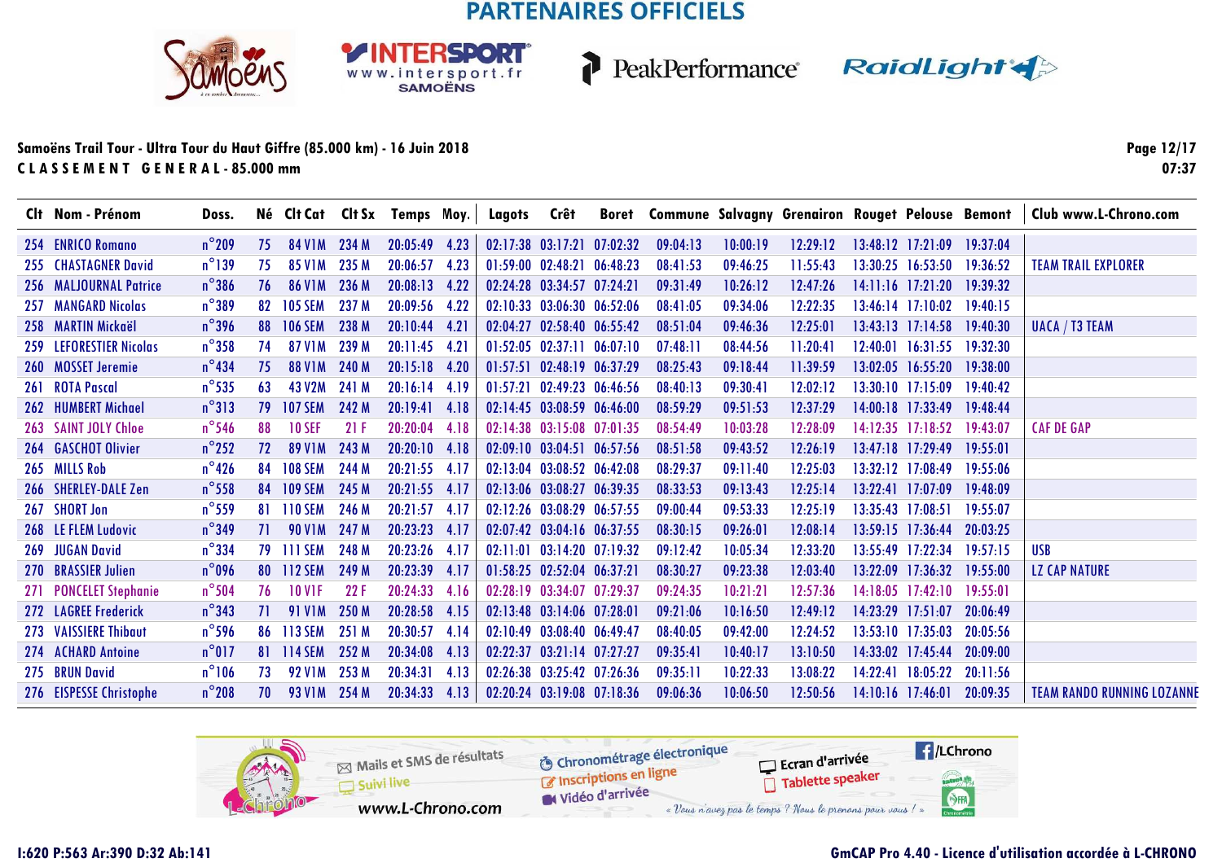PARTENAIRES OFFICIELS

**Samoëns Trail Tour - Ultra Tour du Haut Giffre (85.000 km) - 16 Juin 2018**

**C L A S S E M E N T  G E N E R A L - 85.000 mm**

07:37

| Clt | Nom - Prénom | Doss. | Né | Clt Cat | Clt Sx | Temps | Moy. | Lagots | Crêt | Boret | Commune | Salvagny | Grenairon | Rouget | Pelouse | Bemont | Club www.L-Chrono.com |
|---|---|---|---|---|---|---|---|---|---|---|---|---|---|---|---|---|---|
| 254 | ENRICO Romano | n°209 | 75 | 84 V1M | 234 M | 20:05:49 | 4.23 | 02:17:38 | 03:17:21 | 07:02:32 | 09:04:13 | 10:00:19 | 12:29:12 | 13:48:12 | 17:21:09 | 19:37:04 | |
| 255 | CHASTAGNER David | n°139 | 75 | 85 V1M | 235 M | 20:06:57 | 4.23 | 01:59:00 | 02:48:21 | 06:48:23 | 08:41:53 | 09:46:25 | 11:55:43 | 13:30:25 | 16:53:50 | 19:36:52 | TEAM TRAIL EXPLORER |
| 256 | MALJOURNAL Patrice | n°386 | 76 | 86 V1M | 236 M | 20:08:13 | 4.22 | 02:24:28 | 03:34:57 | 07:24:21 | 09:31:49 | 10:26:12 | 12:47:26 | 14:11:16 | 17:21:20 | 19:39:32 | |
| 257 | MANGARD Nicolas | n°389 | 82 | 105 SEM | 237 M | 20:09:56 | 4.22 | 02:10:33 | 03:06:30 | 06:52:06 | 08:41:05 | 09:34:06 | 12:22:35 | 13:46:14 | 17:10:02 | 19:40:15 | |
| 258 | MARTIN Mickaël | n°396 | 88 | 106 SEM | 238 M | 20:10:44 | 4.21 | 02:04:27 | 02:58:40 | 06:55:42 | 08:51:04 | 09:46:36 | 12:25:01 | 13:43:13 | 17:14:58 | 19:40:30 | UACA / T3 TEAM |
| 259 | LEFORESTIER Nicolas | n°358 | 74 | 87 V1M | 239 M | 20:11:45 | 4.21 | 01:52:05 | 02:37:11 | 06:07:10 | 07:48:11 | 08:44:56 | 11:20:41 | 12:40:01 | 16:31:55 | 19:32:30 | |
| 260 | MOSSET Jeremie | n°434 | 75 | 88 V1M | 240 M | 20:15:18 | 4.20 | 01:57:51 | 02:48:19 | 06:37:29 | 08:25:43 | 09:18:44 | 11:39:59 | 13:02:05 | 16:55:20 | 19:38:00 | |
| 261 | ROTA Pascal | n°535 | 63 | 43 V2M | 241 M | 20:16:14 | 4.19 | 01:57:21 | 02:49:23 | 06:46:56 | 08:40:13 | 09:30:41 | 12:02:12 | 13:30:10 | 17:15:09 | 19:40:42 | |
| 262 | HUMBERT Michael | n°313 | 79 | 107 SEM | 242 M | 20:19:41 | 4.18 | 02:14:45 | 03:08:59 | 06:46:00 | 08:59:29 | 09:51:53 | 12:37:29 | 14:00:18 | 17:33:49 | 19:48:44 | |
| 263 | SAINT JOLY Chloe | n°546 | 88 | 10 SEF | 21 F | 20:20:04 | 4.18 | 02:14:38 | 03:15:08 | 07:01:35 | 08:54:49 | 10:03:28 | 12:28:09 | 14:12:35 | 17:18:52 | 19:43:07 | CAF DE GAP |
| 264 | GASCHOT Olivier | n°252 | 72 | 89 V1M | 243 M | 20:20:10 | 4.18 | 02:09:10 | 03:04:51 | 06:57:56 | 08:51:58 | 09:43:52 | 12:26:19 | 13:47:18 | 17:29:49 | 19:55:01 | |
| 265 | MILLS Rob | n°426 | 84 | 108 SEM | 244 M | 20:21:55 | 4.17 | 02:13:04 | 03:08:52 | 06:42:08 | 08:29:37 | 09:11:40 | 12:25:03 | 13:32:12 | 17:08:49 | 19:55:06 | |
| 266 | SHERLEY-DALE Zen | n°558 | 84 | 109 SEM | 245 M | 20:21:55 | 4.17 | 02:13:06 | 03:08:27 | 06:39:35 | 08:33:53 | 09:13:43 | 12:25:14 | 13:22:41 | 17:07:09 | 19:48:09 | |
| 267 | SHORT Jon | n°559 | 81 | 110 SEM | 246 M | 20:21:57 | 4.17 | 02:12:26 | 03:08:29 | 06:57:55 | 09:00:44 | 09:53:33 | 12:25:19 | 13:35:43 | 17:08:51 | 19:55:07 | |
| 268 | LE FLEM Ludovic | n°349 | 71 | 90 V1M | 247 M | 20:23:23 | 4.17 | 02:07:42 | 03:04:16 | 06:37:55 | 08:30:15 | 09:26:01 | 12:08:14 | 13:59:15 | 17:36:44 | 20:03:25 | |
| 269 | JUGAN David | n°334 | 79 | 111 SEM | 248 M | 20:23:26 | 4.17 | 02:11:01 | 03:14:20 | 07:19:32 | 09:12:42 | 10:05:34 | 12:33:20 | 13:55:49 | 17:22:34 | 19:57:15 | USB |
| 270 | BRASSIER Julien | n°096 | 80 | 112 SEM | 249 M | 20:23:39 | 4.17 | 01:58:25 | 02:52:04 | 06:37:21 | 08:30:27 | 09:23:38 | 12:03:40 | 13:22:09 | 17:36:32 | 19:55:00 | LZ CAP NATURE |
| 271 | PONCELET Stephanie | n°504 | 76 | 10 V1F | 22 F | 20:24:33 | 4.16 | 02:28:19 | 03:34:07 | 07:29:37 | 09:24:35 | 10:21:21 | 12:57:36 | 14:18:05 | 17:42:10 | 19:55:01 | |
| 272 | LAGREE Frederick | n°343 | 71 | 91 V1M | 250 M | 20:28:58 | 4.15 | 02:13:48 | 03:14:06 | 07:28:01 | 09:21:06 | 10:16:50 | 12:49:12 | 14:23:29 | 17:51:07 | 20:06:49 | |
| 273 | VAISSIERE Thibaut | n°596 | 86 | 113 SEM | 251 M | 20:30:57 | 4.14 | 02:10:49 | 03:08:40 | 06:49:47 | 08:40:05 | 09:42:00 | 12:24:52 | 13:53:10 | 17:35:03 | 20:05:56 | |
| 274 | ACHARD Antoine | n°017 | 81 | 114 SEM | 252 M | 20:34:08 | 4.13 | 02:22:37 | 03:21:14 | 07:27:27 | 09:35:41 | 10:40:17 | 13:10:50 | 14:33:02 | 17:45:44 | 20:09:00 | |
| 275 | BRUN David | n°106 | 73 | 92 V1M | 253 M | 20:34:31 | 4.13 | 02:26:38 | 03:25:42 | 07:26:36 | 09:35:11 | 10:22:33 | 13:08:22 | 14:22:41 | 18:05:22 | 20:11:56 | |
| 276 | EISPESSE Christophe | n°208 | 70 | 93 V1M | 254 M | 20:34:33 | 4.13 | 02:20:24 | 03:19:08 | 07:18:36 | 09:06:36 | 10:06:50 | 12:50:56 | 14:10:16 | 17:46:01 | 20:09:35 | TEAM RANDO RUNNING LOZANNE |

I:620 P:563 Ar:390 D:32 Ab:141

GmCAP Pro 4.40 - Licence d'utilisation accordée à L-CHRONO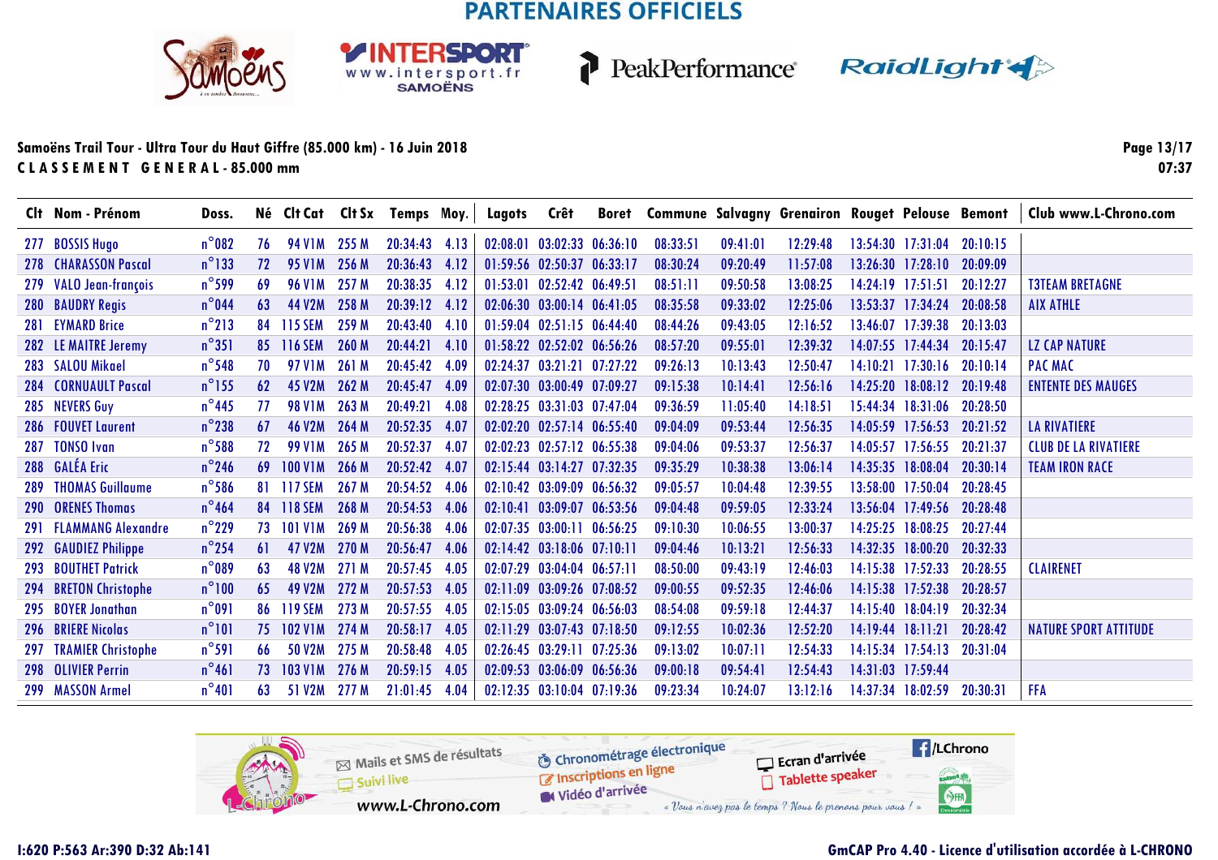## Samoëns Trail Tour - Ultra Tour du Haut Giffre (85.000 km) - 16 Juin 2018

**C L A S S E M E N T   G E N E R A L - 85.000 mm**

07:37

| Clt | Nom - Prénom | Doss. | Né | Clt Cat | Clt Sx | Temps | Moy. | Lagots | Crêt | Boret | Commune | Salvagny | Grenairon | Rouget | Pelouse | Bemont | Club www.L-Chrono.com |
|---|---|---|---|---|---|---|---|---|---|---|---|---|---|---|---|---|---|
| 277 | BOSSIS Hugo | n°082 | 76 | 94 V1M | 255 M | 20:34:43 | 4.13 | 02:08:01 | 03:02:33 | 06:36:10 | 08:33:51 | 09:41:01 | 12:29:48 | 13:54:30 | 17:31:04 | 20:10:15 | |
| 278 | CHARASSON Pascal | n°133 | 72 | 95 V1M | 256 M | 20:36:43 | 4.12 | 01:59:56 | 02:50:37 | 06:33:17 | 08:30:24 | 09:20:49 | 11:57:08 | 13:26:30 | 17:28:10 | 20:09:09 | |
| 279 | VALO Jean-françois | n°599 | 69 | 96 V1M | 257 M | 20:38:35 | 4.12 | 01:53:01 | 02:52:42 | 06:49:51 | 08:51:11 | 09:50:58 | 13:08:25 | 14:24:19 | 17:51:51 | 20:12:27 | T3TEAM BRETAGNE |
| 280 | BAUDRY Regis | n°044 | 63 | 44 V2M | 258 M | 20:39:12 | 4.12 | 02:06:30 | 03:00:14 | 06:41:05 | 08:35:58 | 09:33:02 | 12:25:06 | 13:53:37 | 17:34:24 | 20:08:58 | AIX ATHLE |
| 281 | EYMARD Brice | n°213 | 84 | 115 SEM | 259 M | 20:43:40 | 4.10 | 01:59:04 | 02:51:15 | 06:44:40 | 08:44:26 | 09:43:05 | 12:16:52 | 13:46:07 | 17:39:38 | 20:13:03 | |
| 282 | LE MAITRE Jeremy | n°351 | 85 | 116 SEM | 260 M | 20:44:21 | 4.10 | 01:58:22 | 02:52:02 | 06:56:26 | 08:57:20 | 09:55:01 | 12:39:32 | 14:07:55 | 17:44:34 | 20:15:47 | LZ CAP NATURE |
| 283 | SALOU Mikael | n°548 | 70 | 97 V1M | 261 M | 20:45:42 | 4.09 | 02:24:37 | 03:21:21 | 07:27:22 | 09:26:13 | 10:13:43 | 12:50:47 | 14:10:21 | 17:30:16 | 20:10:14 | PAC MAC |
| 284 | CORNUAULT Pascal | n°155 | 62 | 45 V2M | 262 M | 20:45:47 | 4.09 | 02:07:30 | 03:00:49 | 07:09:27 | 09:15:38 | 10:14:41 | 12:56:16 | 14:25:20 | 18:08:12 | 20:19:48 | ENTENTE DES MAUGES |
| 285 | NEVERS Guy | n°445 | 77 | 98 V1M | 263 M | 20:49:21 | 4.08 | 02:28:25 | 03:31:03 | 07:47:04 | 09:36:59 | 11:05:40 | 14:18:51 | 15:44:34 | 18:31:06 | 20:28:50 | |
| 286 | FOUVET Laurent | n°238 | 67 | 46 V2M | 264 M | 20:52:35 | 4.07 | 02:02:20 | 02:57:14 | 06:55:40 | 09:04:09 | 09:53:44 | 12:56:35 | 14:05:59 | 17:56:53 | 20:21:52 | LA RIVATIERE |
| 287 | TONSO Ivan | n°588 | 72 | 99 V1M | 265 M | 20:52:37 | 4.07 | 02:02:23 | 02:57:12 | 06:55:38 | 09:04:06 | 09:53:37 | 12:56:37 | 14:05:57 | 17:56:55 | 20:21:37 | CLUB DE LA RIVATIERE |
| 288 | GALÉA Eric | n°246 | 69 | 100 V1M | 266 M | 20:52:42 | 4.07 | 02:15:44 | 03:14:27 | 07:32:35 | 09:35:29 | 10:38:38 | 13:06:14 | 14:35:35 | 18:08:04 | 20:30:14 | TEAM IRON RACE |
| 289 | THOMAS Guillaume | n°586 | 81 | 117 SEM | 267 M | 20:54:52 | 4.06 | 02:10:42 | 03:09:09 | 06:56:32 | 09:05:57 | 10:04:48 | 12:39:55 | 13:58:00 | 17:50:04 | 20:28:45 | |
| 290 | ORENES Thomas | n°464 | 84 | 118 SEM | 268 M | 20:54:53 | 4.06 | 02:10:41 | 03:09:07 | 06:53:56 | 09:04:48 | 09:59:05 | 12:33:24 | 13:56:04 | 17:49:56 | 20:28:48 | |
| 291 | FLAMMANG Alexandre | n°229 | 73 | 101 V1M | 269 M | 20:56:38 | 4.06 | 02:07:35 | 03:00:11 | 06:56:25 | 09:10:30 | 10:06:55 | 13:00:37 | 14:25:25 | 18:08:25 | 20:27:44 | |
| 292 | GAUDIEZ Philippe | n°254 | 61 | 47 V2M | 270 M | 20:56:47 | 4.06 | 02:14:42 | 03:18:06 | 07:10:11 | 09:04:46 | 10:13:21 | 12:56:33 | 14:32:35 | 18:00:20 | 20:32:33 | |
| 293 | BOUTHET Patrick | n°089 | 63 | 48 V2M | 271 M | 20:57:45 | 4.05 | 02:07:29 | 03:04:04 | 06:57:11 | 08:50:00 | 09:43:19 | 12:46:03 | 14:15:38 | 17:52:33 | 20:28:55 | CLAIRENET |
| 294 | BRETON Christophe | n°100 | 65 | 49 V2M | 272 M | 20:57:53 | 4.05 | 02:11:09 | 03:09:26 | 07:08:52 | 09:00:55 | 09:52:35 | 12:46:06 | 14:15:38 | 17:52:38 | 20:28:57 | |
| 295 | BOYER Jonathan | n°091 | 86 | 119 SEM | 273 M | 20:57:55 | 4.05 | 02:15:05 | 03:09:24 | 06:56:03 | 08:54:08 | 09:59:18 | 12:44:37 | 14:15:40 | 18:04:19 | 20:32:34 | |
| 296 | BRIERE Nicolas | n°101 | 75 | 102 V1M | 274 M | 20:58:17 | 4.05 | 02:11:29 | 03:07:43 | 07:18:50 | 09:12:55 | 10:02:36 | 12:52:20 | 14:19:44 | 18:11:21 | 20:28:42 | NATURE SPORT ATTITUDE |
| 297 | TRAMIER Christophe | n°591 | 66 | 50 V2M | 275 M | 20:58:48 | 4.05 | 02:26:45 | 03:29:11 | 07:25:36 | 09:13:02 | 10:07:11 | 12:54:33 | 14:15:34 | 17:54:13 | 20:31:04 | |
| 298 | OLIVIER Perrin | n°461 | 73 | 103 V1M | 276 M | 20:59:15 | 4.05 | 02:09:53 | 03:06:09 | 06:56:36 | 09:00:18 | 09:54:41 | 12:54:43 | 14:31:03 | 17:59:44 | | |
| 299 | MASSON Armel | n°401 | 63 | 51 V2M | 277 M | 21:01:45 | 4.04 | 02:12:35 | 03:10:04 | 07:19:36 | 09:23:34 | 10:24:07 | 13:12:16 | 14:37:34 | 18:02:59 | 20:30:31 | FFA |

I:620 P:563 Ar:390 D:32 Ab:141

GmCAP Pro 4.40 - Licence d'utilisation accordée à L-CHRONO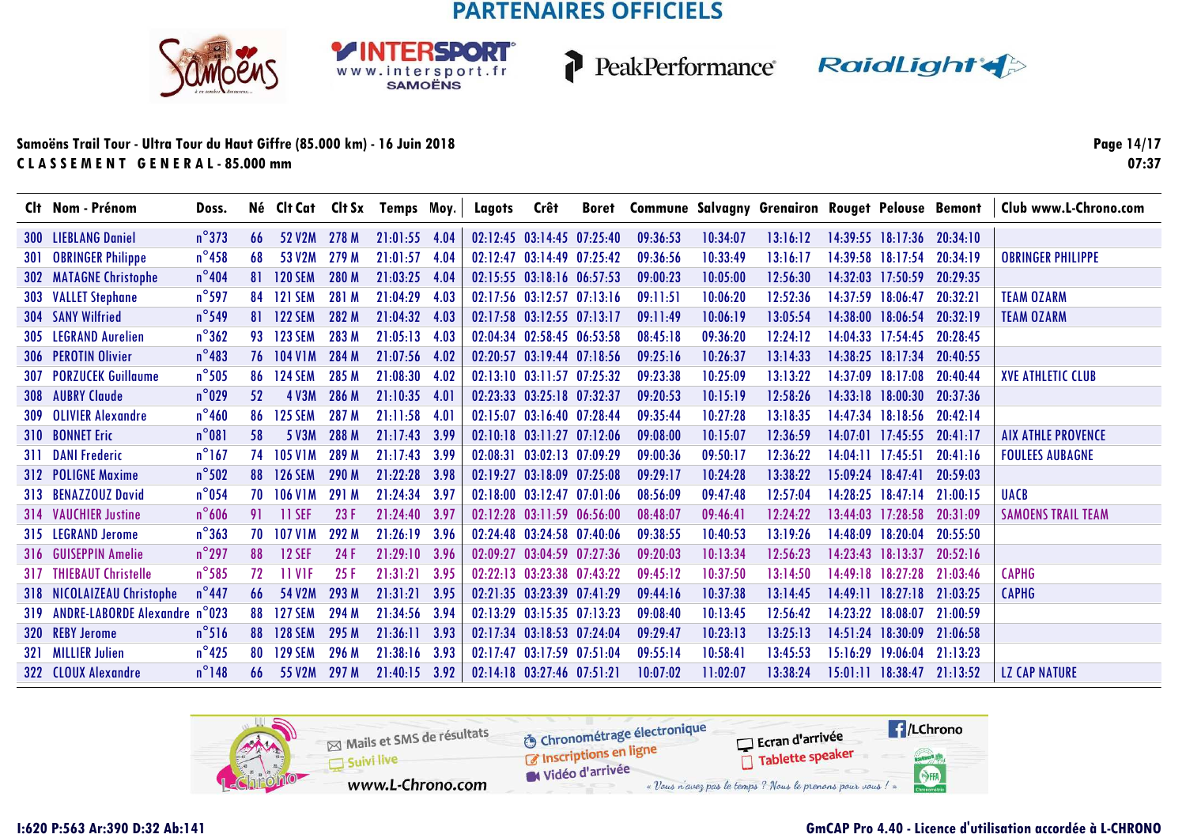PARTENAIRES OFFICIELS

**Samoëns Trail Tour - Ultra Tour du Haut Giffre (85.000 km) - 16 Juin 2018**
**CLASSEMENT GENERAL - 85.000 mm**

Page 14/17
07:37

| Clt | Nom - Prénom | Doss. | Né | Clt Cat | Clt Sx | Temps | Moy. | Lagots | Crêt | Boret | Commune | Salvagny | Grenairon | Rouget | Pelouse | Bemont | Club www.L-Chrono.com |
|---|---|---|---|---|---|---|---|---|---|---|---|---|---|---|---|---|---|
| 300 | LIEBLANG Daniel | n°373 | 66 | 52 V2M | 278 M | 21:01:55 | 4.04 | 02:12:45 | 03:14:45 | 07:25:40 | 09:36:53 | 10:34:07 | 13:16:12 | 14:39:55 | 18:17:36 | 20:34:10 | |
| 301 | OBRINGER Philippe | n°458 | 68 | 53 V2M | 279 M | 21:01:57 | 4.04 | 02:12:47 | 03:14:49 | 07:25:42 | 09:36:56 | 10:33:49 | 13:16:17 | 14:39:58 | 18:17:54 | 20:34:19 | OBRINGER PHILIPPE |
| 302 | MATAGNE Christophe | n°404 | 81 | 120 SEM | 280 M | 21:03:25 | 4.04 | 02:15:55 | 03:18:16 | 06:57:53 | 09:00:23 | 10:05:00 | 12:56:30 | 14:32:03 | 17:50:59 | 20:29:35 | |
| 303 | VALLET Stephane | n°597 | 84 | 121 SEM | 281 M | 21:04:29 | 4.03 | 02:17:56 | 03:12:57 | 07:13:16 | 09:11:51 | 10:06:20 | 12:52:36 | 14:37:59 | 18:06:47 | 20:32:21 | TEAM OZARM |
| 304 | SANY Wilfried | n°549 | 81 | 122 SEM | 282 M | 21:04:32 | 4.03 | 02:17:58 | 03:12:55 | 07:13:17 | 09:11:49 | 10:06:19 | 13:05:54 | 14:38:00 | 18:06:54 | 20:32:19 | TEAM OZARM |
| 305 | LEGRAND Aurelien | n°362 | 93 | 123 SEM | 283 M | 21:05:13 | 4.03 | 02:04:34 | 02:58:45 | 06:53:58 | 08:45:18 | 09:36:20 | 12:24:12 | 14:04:33 | 17:54:45 | 20:28:45 | |
| 306 | PEROTIN Olivier | n°483 | 76 | 104 V1M | 284 M | 21:07:56 | 4.02 | 02:20:57 | 03:19:44 | 07:18:56 | 09:25:16 | 10:26:37 | 13:14:33 | 14:38:25 | 18:17:34 | 20:40:55 | |
| 307 | PORZUCEK Guillaume | n°505 | 86 | 124 SEM | 285 M | 21:08:30 | 4.02 | 02:13:10 | 03:11:57 | 07:25:32 | 09:23:38 | 10:25:09 | 13:13:22 | 14:37:09 | 18:17:08 | 20:40:44 | XVE ATHLETIC CLUB |
| 308 | AUBRY Claude | n°029 | 52 | 4 V3M | 286 M | 21:10:35 | 4.01 | 02:23:33 | 03:25:18 | 07:32:37 | 09:20:53 | 10:15:19 | 12:58:26 | 14:33:18 | 18:00:30 | 20:37:36 | |
| 309 | OLIVIER Alexandre | n°460 | 86 | 125 SEM | 287 M | 21:11:58 | 4.01 | 02:15:07 | 03:16:40 | 07:28:44 | 09:35:44 | 10:27:28 | 13:18:35 | 14:47:34 | 18:18:56 | 20:42:14 | |
| 310 | BONNET Eric | n°081 | 58 | 5 V3M | 288 M | 21:17:43 | 3.99 | 02:10:18 | 03:11:27 | 07:12:06 | 09:08:00 | 10:15:07 | 12:36:59 | 14:07:01 | 17:45:55 | 20:41:17 | AIX ATHLE PROVENCE |
| 311 | DANI Frederic | n°167 | 74 | 105 V1M | 289 M | 21:17:43 | 3.99 | 02:08:31 | 03:02:13 | 07:09:29 | 09:00:36 | 09:50:17 | 12:36:22 | 14:04:11 | 17:45:51 | 20:41:16 | FOULEES AUBAGNE |
| 312 | POLIGNE Maxime | n°502 | 88 | 126 SEM | 290 M | 21:22:28 | 3.98 | 02:19:27 | 03:18:09 | 07:25:08 | 09:29:17 | 10:24:28 | 13:38:22 | 15:09:24 | 18:47:41 | 20:59:03 | |
| 313 | BENAZZOUZ David | n°054 | 70 | 106 V1M | 291 M | 21:24:34 | 3.97 | 02:18:00 | 03:12:47 | 07:01:06 | 08:56:09 | 09:47:48 | 12:57:04 | 14:28:25 | 18:47:14 | 21:00:15 | UACB |
| 314 | VAUCHIER Justine | n°606 | 91 | 11 SEF | 23 F | 21:24:40 | 3.97 | 02:12:28 | 03:11:59 | 06:56:00 | 08:48:07 | 09:46:41 | 12:24:22 | 13:44:03 | 17:28:58 | 20:31:09 | SAMOENS TRAIL TEAM |
| 315 | LEGRAND Jerome | n°363 | 70 | 107 V1M | 292 M | 21:26:19 | 3.96 | 02:24:48 | 03:24:58 | 07:40:06 | 09:38:55 | 10:40:53 | 13:19:26 | 14:48:09 | 18:20:04 | 20:55:50 | |
| 316 | GUISEPPIN Amelie | n°297 | 88 | 12 SEF | 24 F | 21:29:10 | 3.96 | 02:09:27 | 03:04:59 | 07:27:36 | 09:20:03 | 10:13:34 | 12:56:23 | 14:23:43 | 18:13:37 | 20:52:16 | |
| 317 | THIEBAUT Christelle | n°585 | 72 | 11 V1F | 25 F | 21:31:21 | 3.95 | 02:22:13 | 03:23:38 | 07:43:22 | 09:45:12 | 10:37:50 | 13:14:50 | 14:49:18 | 18:27:28 | 21:03:46 | CAPHG |
| 318 | NICOLAIZEAU Christophe | n°447 | 66 | 54 V2M | 293 M | 21:31:21 | 3.95 | 02:21:35 | 03:23:39 | 07:41:29 | 09:44:16 | 10:37:38 | 13:14:45 | 14:49:11 | 18:27:18 | 21:03:25 | CAPHG |
| 319 | ANDRE-LABORDE Alexandre | n°023 | 88 | 127 SEM | 294 M | 21:34:56 | 3.94 | 02:13:29 | 03:15:35 | 07:13:23 | 09:08:40 | 10:13:45 | 12:56:42 | 14:23:22 | 18:08:07 | 21:00:59 | |
| 320 | REBY Jerome | n°516 | 88 | 128 SEM | 295 M | 21:36:11 | 3.93 | 02:17:34 | 03:18:53 | 07:24:04 | 09:29:47 | 10:23:13 | 13:25:13 | 14:51:24 | 18:30:09 | 21:06:58 | |
| 321 | MILLIER Julien | n°425 | 80 | 129 SEM | 296 M | 21:38:16 | 3.93 | 02:17:47 | 03:17:59 | 07:51:04 | 09:55:14 | 10:58:41 | 13:45:53 | 15:16:29 | 19:06:04 | 21:13:23 | |
| 322 | CLOUX Alexandre | n°148 | 66 | 55 V2M | 297 M | 21:40:15 | 3.92 | 02:14:18 | 03:27:46 | 07:51:21 | 10:07:02 | 11:02:07 | 13:38:24 | 15:01:11 | 18:38:47 | 21:13:52 | LZ CAP NATURE |

I:620 P:563 Ar:390 D:32 Ab:141

GmCAP Pro 4.40 - Licence d'utilisation accordée à L-CHRONO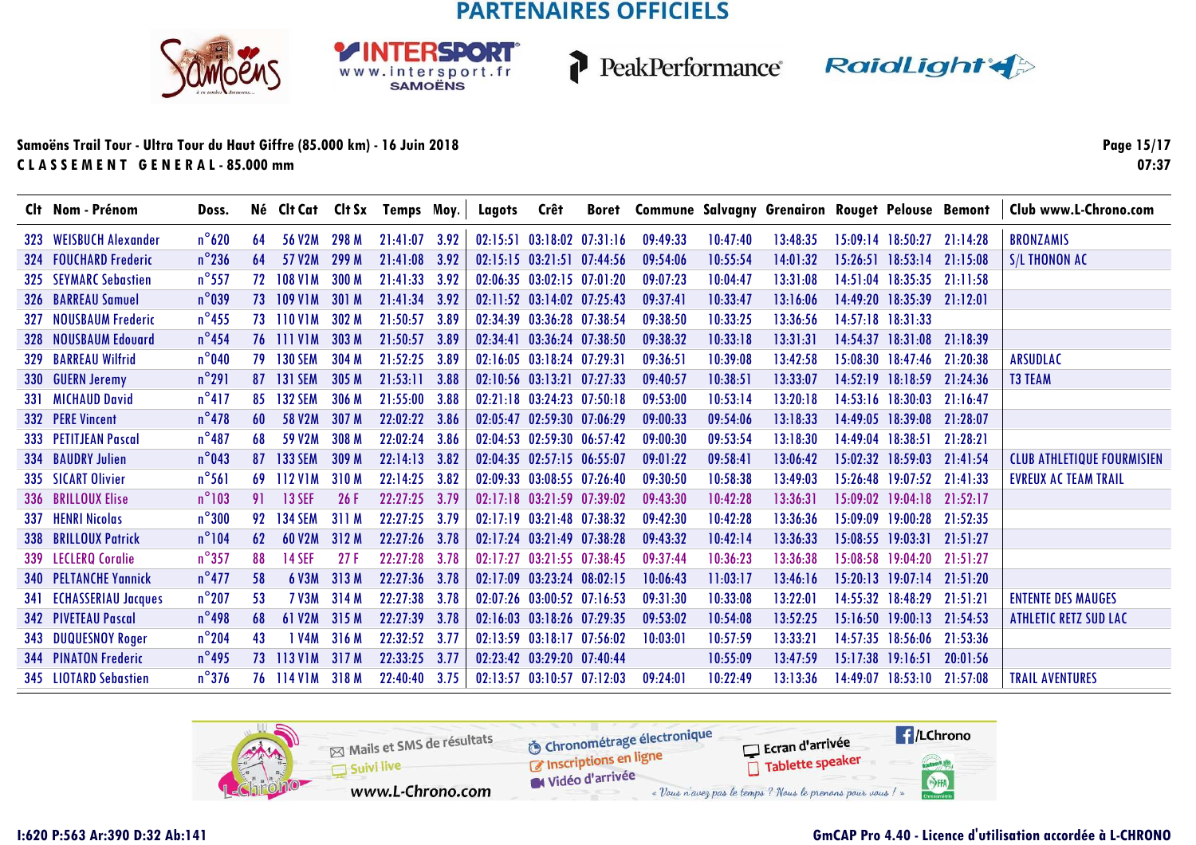PARTENAIRES OFFICIELS

**Samoëns Trail Tour - Ultra Tour du Haut Giffre (85.000 km) - 16 Juin 2018**
**C L A S S E M E N T   G E N E R A L - 85.000 mm**

Page 15/17
07:37

| Clt | Nom - Prénom | Doss. | Né | Clt Cat | Clt Sx | Temps | Moy. | Lagots | Crêt | Boret | Commune | Salvagny | Grenairon | Rouget | Pelouse | Bemont | Club www.L-Chrono.com |
|---|---|---|---|---|---|---|---|---|---|---|---|---|---|---|---|---|---|
| 323 | WEISBUCH Alexander | n°620 | 64 | 56 V2M | 298 M | 21:41:07 | 3.92 | 02:15:51 | 03:18:02 | 07:31:16 | 09:49:33 | 10:47:40 | 13:48:35 | 15:09:14 | 18:50:27 | 21:14:28 | BRONZAMIS |
| 324 | FOUCHARD Frederic | n°236 | 64 | 57 V2M | 299 M | 21:41:08 | 3.92 | 02:15:15 | 03:21:51 | 07:44:56 | 09:54:06 | 10:55:54 | 14:01:32 | 15:26:51 | 18:53:14 | 21:15:08 | S/L THONON AC |
| 325 | SEYMARC Sebastien | n°557 | 72 | 108 V1M | 300 M | 21:41:33 | 3.92 | 02:06:35 | 03:02:15 | 07:01:20 | 09:07:23 | 10:04:47 | 13:31:08 | 14:51:04 | 18:35:35 | 21:11:58 | |
| 326 | BARREAU Samuel | n°039 | 73 | 109 V1M | 301 M | 21:41:34 | 3.92 | 02:11:52 | 03:14:02 | 07:25:43 | 09:37:41 | 10:33:47 | 13:16:06 | 14:49:20 | 18:35:39 | 21:12:01 | |
| 327 | NOUSBAUM Frederic | n°455 | 73 | 110 V1M | 302 M | 21:50:57 | 3.89 | 02:34:39 | 03:36:28 | 07:38:54 | 09:38:50 | 10:33:25 | 13:36:56 | 14:57:18 | 18:31:33 | | |
| 328 | NOUSBAUM Edouard | n°454 | 76 | 111 V1M | 303 M | 21:50:57 | 3.89 | 02:34:41 | 03:36:24 | 07:38:50 | 09:38:32 | 10:33:18 | 13:31:31 | 14:54:37 | 18:31:08 | 21:18:39 | |
| 329 | BARREAU Wilfrid | n°040 | 79 | 130 SEM | 304 M | 21:52:25 | 3.89 | 02:16:05 | 03:18:24 | 07:29:31 | 09:36:51 | 10:39:08 | 13:42:58 | 15:08:30 | 18:47:46 | 21:20:38 | ARSUDLAC |
| 330 | GUERN Jeremy | n°291 | 87 | 131 SEM | 305 M | 21:53:11 | 3.88 | 02:10:56 | 03:13:21 | 07:27:33 | 09:40:57 | 10:38:51 | 13:33:07 | 14:52:19 | 18:18:59 | 21:24:36 | T3 TEAM |
| 331 | MICHAUD David | n°417 | 85 | 132 SEM | 306 M | 21:55:00 | 3.88 | 02:21:18 | 03:24:23 | 07:50:18 | 09:53:00 | 10:53:14 | 13:20:18 | 14:53:16 | 18:30:03 | 21:16:47 | |
| 332 | PERE Vincent | n°478 | 60 | 58 V2M | 307 M | 22:02:22 | 3.86 | 02:05:47 | 02:59:30 | 07:06:29 | 09:00:33 | 09:54:06 | 13:18:33 | 14:49:05 | 18:39:08 | 21:28:07 | |
| 333 | PETITJEAN Pascal | n°487 | 68 | 59 V2M | 308 M | 22:02:24 | 3.86 | 02:04:53 | 02:59:30 | 06:57:42 | 09:00:30 | 09:53:54 | 13:18:30 | 14:49:04 | 18:38:51 | 21:28:21 | |
| 334 | BAUDRY Julien | n°043 | 87 | 133 SEM | 309 M | 22:14:13 | 3.82 | 02:04:35 | 02:57:15 | 06:55:07 | 09:01:22 | 09:58:41 | 13:06:42 | 15:02:32 | 18:59:03 | 21:41:54 | CLUB ATHLETIQUE FOURMISIEN |
| 335 | SICART Olivier | n°561 | 69 | 112 V1M | 310 M | 22:14:25 | 3.82 | 02:09:33 | 03:08:55 | 07:26:40 | 09:30:50 | 10:58:38 | 13:49:03 | 15:26:48 | 19:07:52 | 21:41:33 | EVREUX AC TEAM TRAIL |
| 336 | BRILLOUX Elise | n°103 | 91 | 13 SEF | 26 F | 22:27:25 | 3.79 | 02:17:18 | 03:21:59 | 07:39:02 | 09:43:30 | 10:42:28 | 13:36:31 | 15:09:02 | 19:04:18 | 21:52:17 | |
| 337 | HENRI Nicolas | n°300 | 92 | 134 SEM | 311 M | 22:27:25 | 3.79 | 02:17:19 | 03:21:48 | 07:38:32 | 09:42:30 | 10:42:28 | 13:36:36 | 15:09:09 | 19:00:28 | 21:52:35 | |
| 338 | BRILLOUX Patrick | n°104 | 62 | 60 V2M | 312 M | 22:27:26 | 3.78 | 02:17:24 | 03:21:49 | 07:38:28 | 09:43:32 | 10:42:14 | 13:36:33 | 15:08:55 | 19:03:31 | 21:51:27 | |
| 339 | LECLERQ Coralie | n°357 | 88 | 14 SEF | 27 F | 22:27:28 | 3.78 | 02:17:27 | 03:21:55 | 07:38:45 | 09:37:44 | 10:36:23 | 13:36:38 | 15:08:58 | 19:04:20 | 21:51:27 | |
| 340 | PELTANCHE Yannick | n°477 | 58 | 6 V3M | 313 M | 22:27:36 | 3.78 | 02:17:09 | 03:23:24 | 08:02:15 | 10:06:43 | 11:03:17 | 13:46:16 | 15:20:13 | 19:07:14 | 21:51:20 | |
| 341 | ECHASSERIAU Jacques | n°207 | 53 | 7 V3M | 314 M | 22:27:38 | 3.78 | 02:07:26 | 03:00:52 | 07:16:53 | 09:31:30 | 10:33:08 | 13:22:01 | 14:55:32 | 18:48:29 | 21:51:21 | ENTENTE DES MAUGES |
| 342 | PIVETEAU Pascal | n°498 | 68 | 61 V2M | 315 M | 22:27:39 | 3.78 | 02:16:03 | 03:18:26 | 07:29:35 | 09:53:02 | 10:54:08 | 13:52:25 | 15:16:50 | 19:00:13 | 21:54:53 | ATHLETIC RETZ SUD LAC |
| 343 | DUQUESNOY Roger | n°204 | 43 | 1 V4M | 316 M | 22:32:52 | 3.77 | 02:13:59 | 03:18:17 | 07:56:02 | 10:03:01 | 10:57:59 | 13:33:21 | 14:57:35 | 18:56:06 | 21:53:36 | |
| 344 | PINATON Frederic | n°495 | 73 | 113 V1M | 317 M | 22:33:25 | 3.77 | 02:23:42 | 03:29:20 | 07:40:44 | | 10:55:09 | 13:47:59 | 15:17:38 | 19:16:51 | 20:01:56 | |
| 345 | LIOTARD Sebastien | n°376 | 76 | 114 V1M | 318 M | 22:40:40 | 3.75 | 02:13:57 | 03:10:57 | 07:12:03 | 09:24:01 | 10:22:49 | 13:13:36 | 14:49:07 | 18:53:10 | 21:57:08 | TRAIL AVENTURES |

I:620 P:563 Ar:390 D:32 Ab:141

GmCAP Pro 4.40 - Licence d'utilisation accordée à L-CHRONO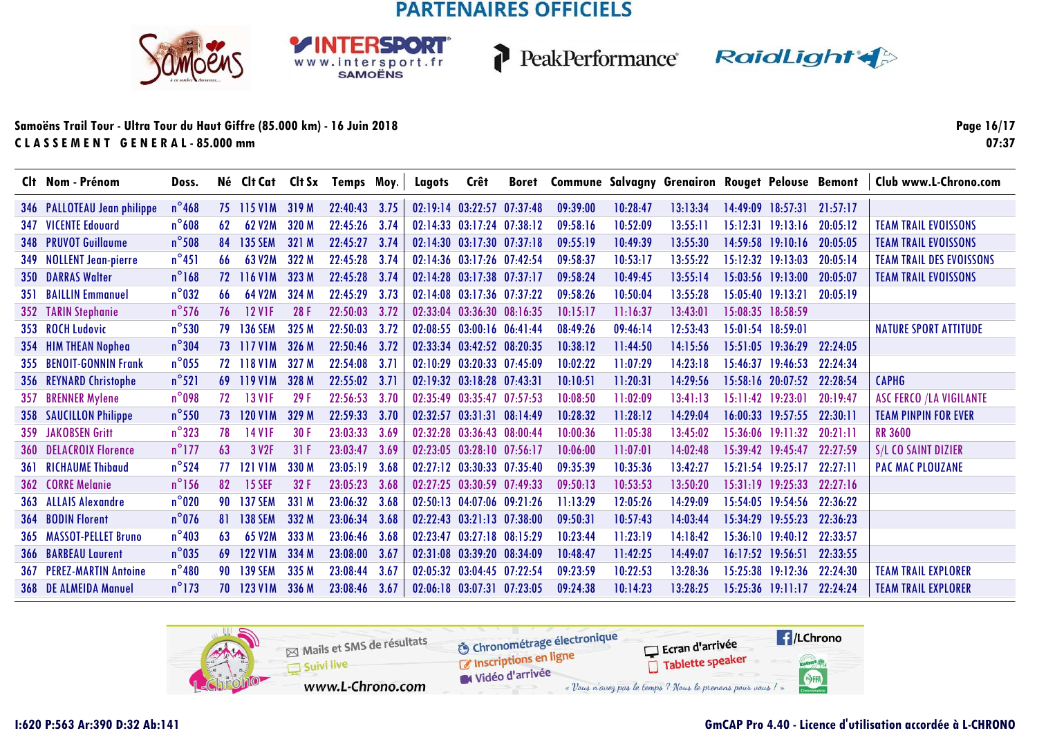PARTENAIRES OFFICIELS

**Samoëns Trail Tour - Ultra Tour du Haut Giffre (85.000 km) - 16 Juin 2018**

**C L A S S E M E N T   G E N E R A L - 85.000 mm**

07:37

| Clt | Nom - Prénom | Doss. | Né | Clt Cat | Clt Sx | Temps | Moy. | Lagots | Crêt | Boret | Commune | Salvagny | Grenairon | Rouget | Pelouse | Bemont | Club www.L-Chrono.com |
|---|---|---|---|---|---|---|---|---|---|---|---|---|---|---|---|---|---|
| 346 | PALLOTEAU Jean philippe | n°468 | 75 | 115 V1M | 319 M | 22:40:43 | 3.75 | 02:19:14 | 03:22:57 | 07:37:48 | 09:39:00 | 10:28:47 | 13:13:34 | 14:49:09 | 18:57:31 | 21:57:17 | |
| 347 | VICENTE Edouard | n°608 | 62 | 62 V2M | 320 M | 22:45:26 | 3.74 | 02:14:33 | 03:17:24 | 07:38:12 | 09:58:16 | 10:52:09 | 13:55:11 | 15:12:31 | 19:13:16 | 20:05:12 | TEAM TRAIL EVOISSONS |
| 348 | PRUVOT Guillaume | n°508 | 84 | 135 SEM | 321 M | 22:45:27 | 3.74 | 02:14:30 | 03:17:30 | 07:37:18 | 09:55:19 | 10:49:39 | 13:55:30 | 14:59:58 | 19:10:16 | 20:05:05 | TEAM TRAIL EVOISSONS |
| 349 | NOLLENT Jean-pierre | n°451 | 66 | 63 V2M | 322 M | 22:45:28 | 3.74 | 02:14:36 | 03:17:26 | 07:42:54 | 09:58:37 | 10:53:17 | 13:55:22 | 15:12:32 | 19:13:03 | 20:05:14 | TEAM TRAIL DES EVOISSONS |
| 350 | DARRAS Walter | n°168 | 72 | 116 V1M | 323 M | 22:45:28 | 3.74 | 02:14:28 | 03:17:38 | 07:37:17 | 09:58:24 | 10:49:45 | 13:55:14 | 15:03:56 | 19:13:00 | 20:05:07 | TEAM TRAIL EVOISSONS |
| 351 | BAILLIN Emmanuel | n°032 | 66 | 64 V2M | 324 M | 22:45:29 | 3.73 | 02:14:08 | 03:17:36 | 07:37:22 | 09:58:26 | 10:50:04 | 13:55:28 | 15:05:40 | 19:13:21 | 20:05:19 | |
| 352 | TARIN Stephanie | n°576 | 76 | 12 V1F | 28 F | 22:50:03 | 3.72 | 02:33:04 | 03:36:30 | 08:16:35 | 10:15:17 | 11:16:37 | 13:43:01 | 15:08:35 | 18:58:59 | | |
| 353 | ROCH Ludovic | n°530 | 79 | 136 SEM | 325 M | 22:50:03 | 3.72 | 02:08:55 | 03:00:16 | 06:41:44 | 08:49:26 | 09:46:14 | 12:53:43 | 15:01:54 | 18:59:01 | | NATURE SPORT ATTITUDE |
| 354 | HIM THEAN Nophea | n°304 | 73 | 117 V1M | 326 M | 22:50:46 | 3.72 | 02:33:34 | 03:42:52 | 08:20:35 | 10:38:12 | 11:44:50 | 14:15:56 | 15:51:05 | 19:36:29 | 22:24:05 | |
| 355 | BENOIT-GONNIN Frank | n°055 | 72 | 118 V1M | 327 M | 22:54:08 | 3.71 | 02:10:29 | 03:20:33 | 07:45:09 | 10:02:22 | 11:07:29 | 14:23:18 | 15:46:37 | 19:46:53 | 22:24:34 | |
| 356 | REYNARD Christophe | n°521 | 69 | 119 V1M | 328 M | 22:55:02 | 3.71 | 02:19:32 | 03:18:28 | 07:43:31 | 10:10:51 | 11:20:31 | 14:29:56 | 15:58:16 | 20:07:52 | 22:28:54 | CAPHG |
| 357 | BRENNER Mylene | n°098 | 72 | 13 V1F | 29 F | 22:56:53 | 3.70 | 02:35:49 | 03:35:47 | 07:57:53 | 10:08:50 | 11:02:09 | 13:41:13 | 15:11:42 | 19:23:01 | 20:19:47 | ASC FERCO /LA VIGILANTE |
| 358 | SAUCILLON Philippe | n°550 | 73 | 120 V1M | 329 M | 22:59:33 | 3.70 | 02:32:57 | 03:31:31 | 08:14:49 | 10:28:32 | 11:28:12 | 14:29:04 | 16:00:33 | 19:57:55 | 22:30:11 | TEAM PINPIN FOR EVER |
| 359 | JAKOBSEN Gritt | n°323 | 78 | 14 V1F | 30 F | 23:03:33 | 3.69 | 02:32:28 | 03:36:43 | 08:00:44 | 10:00:36 | 11:05:38 | 13:45:02 | 15:36:06 | 19:11:32 | 20:21:11 | RR 3600 |
| 360 | DELACROIX Florence | n°177 | 63 | 3 V2F | 31 F | 23:03:47 | 3.69 | 02:23:05 | 03:28:10 | 07:56:17 | 10:06:00 | 11:07:01 | 14:02:48 | 15:39:42 | 19:45:47 | 22:27:59 | S/L CO SAINT DIZIER |
| 361 | RICHAUME Thibaud | n°524 | 77 | 121 V1M | 330 M | 23:05:19 | 3.68 | 02:27:12 | 03:30:33 | 07:35:40 | 09:35:39 | 10:35:36 | 13:42:27 | 15:21:54 | 19:25:17 | 22:27:11 | PAC MAC PLOUZANE |
| 362 | CORRE Melanie | n°156 | 82 | 15 SEF | 32 F | 23:05:23 | 3.68 | 02:27:25 | 03:30:59 | 07:49:33 | 09:50:13 | 10:53:53 | 13:50:20 | 15:31:19 | 19:25:33 | 22:27:16 | |
| 363 | ALLAIS Alexandre | n°020 | 90 | 137 SEM | 331 M | 23:06:32 | 3.68 | 02:50:13 | 04:07:06 | 09:21:26 | 11:13:29 | 12:05:26 | 14:29:09 | 15:54:05 | 19:54:56 | 22:36:22 | |
| 364 | BODIN Florent | n°076 | 81 | 138 SEM | 332 M | 23:06:34 | 3.68 | 02:22:43 | 03:21:13 | 07:38:00 | 09:50:31 | 10:57:43 | 14:03:44 | 15:34:29 | 19:55:23 | 22:36:23 | |
| 365 | MASSOT-PELLET Bruno | n°403 | 63 | 65 V2M | 333 M | 23:06:46 | 3.68 | 02:23:47 | 03:27:18 | 08:15:29 | 10:23:44 | 11:23:19 | 14:18:42 | 15:36:10 | 19:40:12 | 22:33:57 | |
| 366 | BARBEAU Laurent | n°035 | 69 | 122 V1M | 334 M | 23:08:00 | 3.67 | 02:31:08 | 03:39:20 | 08:34:09 | 10:48:47 | 11:42:25 | 14:49:07 | 16:17:52 | 19:56:51 | 22:33:55 | |
| 367 | PEREZ-MARTIN Antoine | n°480 | 90 | 139 SEM | 335 M | 23:08:44 | 3.67 | 02:05:32 | 03:04:45 | 07:22:54 | 09:23:59 | 10:22:53 | 13:28:36 | 15:25:38 | 19:12:36 | 22:24:30 | TEAM TRAIL EXPLORER |
| 368 | DE ALMEIDA Manuel | n°173 | 70 | 123 V1M | 336 M | 23:08:46 | 3.67 | 02:06:18 | 03:07:31 | 07:23:05 | 09:24:38 | 10:14:23 | 13:28:25 | 15:25:36 | 19:11:17 | 22:24:24 | TEAM TRAIL EXPLORER |

Mails et SMS de résultats · Suivi live · www.L-Chrono.com · Chronométrage électronique · Inscriptions en ligne · Vidéo d'arrivée · Ecran d'arrivée · Tablette speaker · /LChrono · « Vous n'avez pas le temps ? Nous le prenons pour vous ! »

I:620 P:563 Ar:390 D:32 Ab:141

GmCAP Pro 4.40 - Licence d'utilisation accordée à L-CHRONO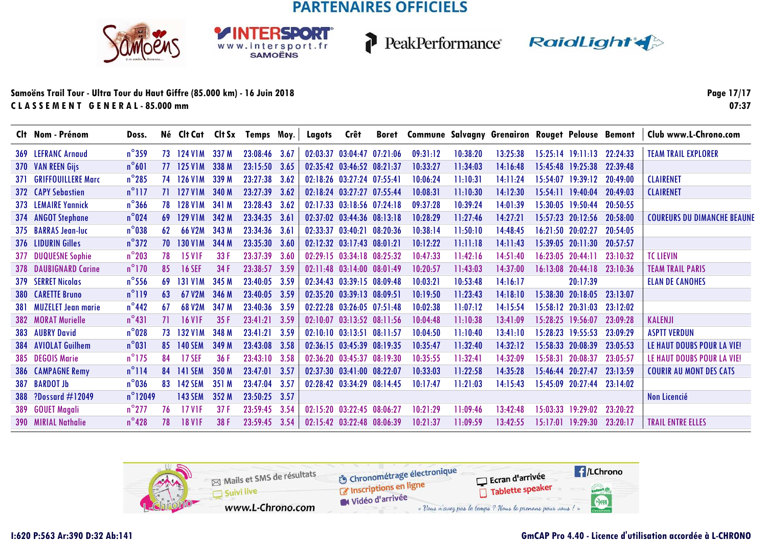PARTENAIRES OFFICIELS

**Samoëns Trail Tour - Ultra Tour du Haut Giffre (85.000 km) - 16 Juin 2018**

**C L A S S E M E N T   G E N E R A L - 85.000 mm**

07:37

| Clt | Nom - Prénom | Doss. | Né | Clt Cat | Clt Sx | Temps | Moy. | Lagots | Crêt | Boret | Commune | Salvagny | Grenairon | Rouget | Pelouse | Bemont | Club www.L-Chrono.com |
|---|---|---|---|---|---|---|---|---|---|---|---|---|---|---|---|---|---|
| 369 | LEFRANC Arnaud | n°359 | 73 | 124 V1M | 337 M | 23:08:46 | 3.67 | 02:03:37 | 03:04:47 | 07:21:06 | 09:31:12 | 10:38:20 | 13:25:38 | 15:25:14 | 19:11:13 | 22:24:33 | TEAM TRAIL EXPLORER |
| 370 | VAN REEN Gijs | n°601 | 77 | 125 V1M | 338 M | 23:15:50 | 3.65 | 02:35:42 | 03:46:52 | 08:21:37 | 10:33:27 | 11:34:03 | 14:16:48 | 15:45:48 | 19:25:38 | 22:39:48 | |
| 371 | GRIFFOUILLERE Marc | n°285 | 74 | 126 V1M | 339 M | 23:27:38 | 3.62 | 02:18:26 | 03:27:24 | 07:55:41 | 10:06:24 | 11:10:31 | 14:11:24 | 15:54:07 | 19:39:12 | 20:49:00 | CLAIRENET |
| 372 | CAPY Sebastien | n°117 | 71 | 127 V1M | 340 M | 23:27:39 | 3.62 | 02:18:24 | 03:27:27 | 07:55:44 | 10:08:31 | 11:10:30 | 14:12:30 | 15:54:11 | 19:40:04 | 20:49:03 | CLAIRENET |
| 373 | LEMAIRE Yannick | n°366 | 78 | 128 V1M | 341 M | 23:28:43 | 3.62 | 02:17:33 | 03:18:56 | 07:24:18 | 09:37:28 | 10:39:24 | 14:01:39 | 15:30:05 | 19:50:44 | 20:50:55 | |
| 374 | ANGOT Stephane | n°024 | 69 | 129 V1M | 342 M | 23:34:35 | 3.61 | 02:37:02 | 03:44:36 | 08:13:18 | 10:28:29 | 11:27:46 | 14:27:21 | 15:57:23 | 20:12:56 | 20:58:00 | COUREURS DU DIMANCHE BEAUNE |
| 375 | BARRAS Jean-luc | n°038 | 62 | 66 V2M | 343 M | 23:34:36 | 3.61 | 02:33:37 | 03:40:21 | 08:20:36 | 10:38:14 | 11:50:10 | 14:48:45 | 16:21:50 | 20:02:27 | 20:54:05 | |
| 376 | LIDURIN Gilles | n°372 | 70 | 130 V1M | 344 M | 23:35:30 | 3.60 | 02:12:32 | 03:17:43 | 08:01:21 | 10:12:22 | 11:11:18 | 14:11:43 | 15:39:05 | 20:11:30 | 20:57:57 | |
| 377 | DUQUESNE Sophie | n°203 | 78 | 15 V1F | 33 F | 23:37:39 | 3.60 | 02:29:15 | 03:34:18 | 08:25:32 | 10:47:33 | 11:42:16 | 14:51:40 | 16:23:05 | 20:44:11 | 23:10:32 | TC LIEVIN |
| 378 | DAUBIGNARD Carine | n°170 | 85 | 16 SEF | 34 F | 23:38:57 | 3.59 | 02:11:48 | 03:14:00 | 08:01:49 | 10:20:57 | 11:43:03 | 14:37:00 | 16:13:08 | 20:44:18 | 23:10:36 | TEAM TRAIL PARIS |
| 379 | SERRET Nicolas | n°556 | 69 | 131 V1M | 345 M | 23:40:05 | 3.59 | 02:34:43 | 03:39:15 | 08:09:48 | 10:03:21 | 10:53:48 | 14:16:17 | | 20:17:39 | | ELAN DE CANOHES |
| 380 | CARETTE Bruno | n°119 | 63 | 67 V2M | 346 M | 23:40:05 | 3.59 | 02:35:20 | 03:39:13 | 08:09:51 | 10:19:50 | 11:23:43 | 14:18:10 | 15:38:30 | 20:18:05 | 23:13:07 | |
| 381 | MUZELET Jean marie | n°442 | 67 | 68 V2M | 347 M | 23:40:36 | 3.59 | 02:22:28 | 03:26:05 | 07:51:48 | 10:02:38 | 11:07:12 | 14:15:54 | 15:58:12 | 20:31:03 | 23:12:02 | |
| 382 | MORAT Murielle | n°431 | 71 | 16 V1F | 35 F | 23:41:21 | 3.59 | 02:10:07 | 03:13:52 | 08:11:56 | 10:04:48 | 11:10:38 | 13:41:09 | 15:28:25 | 19:56:07 | 23:09:28 | KALENJI |
| 383 | AUBRY David | n°028 | 73 | 132 V1M | 348 M | 23:41:21 | 3.59 | 02:10:10 | 03:13:51 | 08:11:57 | 10:04:50 | 11:10:40 | 13:41:10 | 15:28:23 | 19:55:53 | 23:09:29 | ASPTT VERDUN |
| 384 | AVIOLAT Guilhem | n°031 | 85 | 140 SEM | 349 M | 23:43:08 | 3.58 | 02:36:15 | 03:45:39 | 08:19:35 | 10:35:47 | 11:32:40 | 14:32:12 | 15:58:33 | 20:08:39 | 23:05:53 | LE HAUT DOUBS POUR LA VIE! |
| 385 | DEGOIS Marie | n°175 | 84 | 17 SEF | 36 F | 23:43:10 | 3.58 | 02:36:20 | 03:45:37 | 08:19:30 | 10:35:55 | 11:32:41 | 14:32:09 | 15:58:31 | 20:08:37 | 23:05:57 | LE HAUT DOUBS POUR LA VIE! |
| 386 | CAMPAGNE Remy | n°114 | 84 | 141 SEM | 350 M | 23:47:01 | 3.57 | 02:37:30 | 03:41:00 | 08:22:07 | 10:33:03 | 11:22:58 | 14:35:28 | 15:46:44 | 20:27:47 | 23:13:59 | COURIR AU MONT DES CATS |
| 387 | BARDOT Jb | n°036 | 83 | 142 SEM | 351 M | 23:47:04 | 3.57 | 02:28:42 | 03:34:29 | 08:14:45 | 10:17:47 | 11:21:03 | 14:15:43 | 15:45:09 | 20:27:44 | 23:14:02 | |
| 388 | ?Dossard #12049 | n°12049 | | 143 SEM | 352 M | 23:50:25 | 3.57 | | | | | | | | | | Non Licencié |
| 389 | GOUET Magali | n°277 | 76 | 17 V1F | 37 F | 23:59:45 | 3.54 | 02:15:20 | 03:22:45 | 08:06:27 | 10:21:29 | 11:09:46 | 13:42:48 | 15:03:33 | 19:29:02 | 23:20:22 | |
| 390 | MIRIAL Nathalie | n°428 | 78 | 18 V1F | 38 F | 23:59:45 | 3.54 | 02:15:42 | 03:22:48 | 08:06:39 | 10:21:37 | 11:09:59 | 13:42:55 | 15:17:01 | 19:29:30 | 23:20:17 | TRAIL ENTRE ELLES |

Mails et SMS de résultats
Suivi live
www.L-Chrono.com
Chronométrage électronique
Inscriptions en ligne
Vidéo d'arrivée
Ecran d'arrivée
Tablette speaker
/LChrono
« Vous n'avez pas le temps ? Nous le prenons pour vous ! »

I:620 P:563 Ar:390 D:32 Ab:141

GmCAP Pro 4.40 - Licence d'utilisation accordée à L-CHRONO